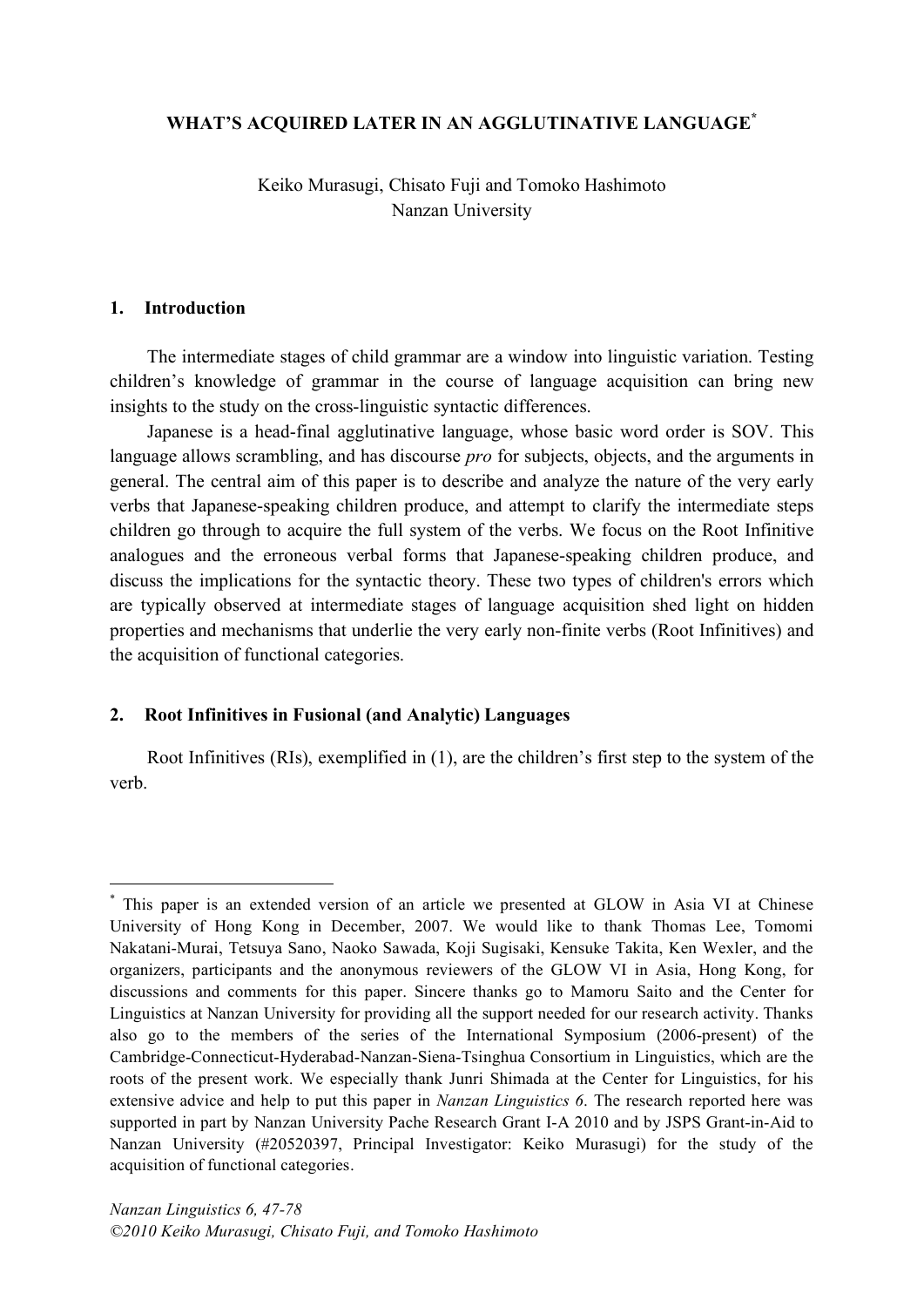# WHAT'S ACQUIRED LATER IN AN AGGLUTINATIVE LANGUAGE[*]

Keiko Murasugi, Chisato Fuji and Tomoko Hashimoto
Nanzan University

## 1. Introduction

The intermediate stages of child grammar are a window into linguistic variation. Testing children's knowledge of grammar in the course of language acquisition can bring new insights to the study on the cross-linguistic syntactic differences.

Japanese is a head-final agglutinative language, whose basic word order is SOV. This language allows scrambling, and has discourse *pro* for subjects, objects, and the arguments in general. The central aim of this paper is to describe and analyze the nature of the very early verbs that Japanese-speaking children produce, and attempt to clarify the intermediate steps children go through to acquire the full system of the verbs. We focus on the Root Infinitive analogues and the erroneous verbal forms that Japanese-speaking children produce, and discuss the implications for the syntactic theory. These two types of children's errors which are typically observed at intermediate stages of language acquisition shed light on hidden properties and mechanisms that underlie the very early non-finite verbs (Root Infinitives) and the acquisition of functional categories.

## 2. Root Infinitives in Fusional (and Analytic) Languages

Root Infinitives (RIs), exemplified in (1), are the children's first step to the system of the verb.

---

[*] This paper is an extended version of an article we presented at GLOW in Asia VI at Chinese University of Hong Kong in December, 2007. We would like to thank Thomas Lee, Tomomi Nakatani-Murai, Tetsuya Sano, Naoko Sawada, Koji Sugisaki, Kensuke Takita, Ken Wexler, and the organizers, participants and the anonymous reviewers of the GLOW VI in Asia, Hong Kong, for discussions and comments for this paper. Sincere thanks go to Mamoru Saito and the Center for Linguistics at Nanzan University for providing all the support needed for our research activity. Thanks also go to the members of the series of the International Symposium (2006-present) of the Cambridge-Connecticut-Hyderabad-Nanzan-Siena-Tsinghua Consortium in Linguistics, which are the roots of the present work. We especially thank Junri Shimada at the Center for Linguistics, for his extensive advice and help to put this paper in *Nanzan Linguistics 6*. The research reported here was supported in part by Nanzan University Pache Research Grant I-A 2010 and by JSPS Grant-in-Aid to Nanzan University (#20520397, Principal Investigator: Keiko Murasugi) for the study of the acquisition of functional categories.

*Nanzan Linguistics 6, 47-78*
*©2010 Keiko Murasugi, Chisato Fuji, and Tomoko Hashimoto*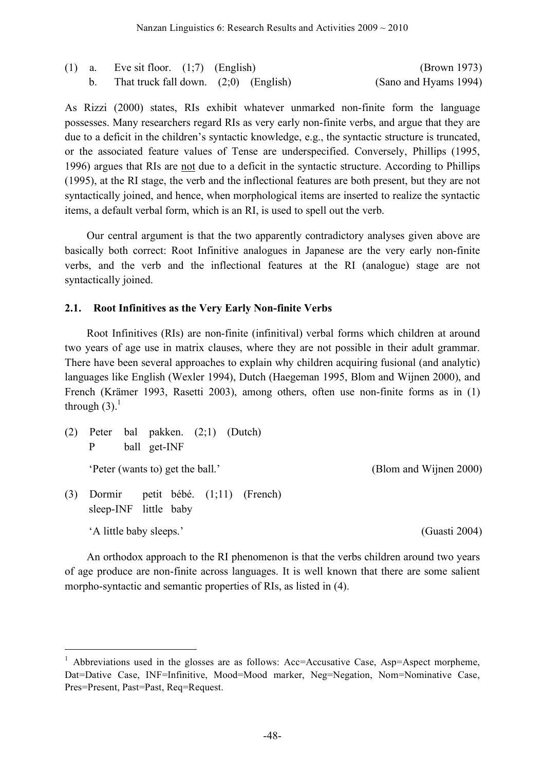(1) a. Eve sit floor. (1;7) (English) (Brown 1973)
    b. That truck fall down. (2;0) (English) (Sano and Hyams 1994)

As Rizzi (2000) states, RIs exhibit whatever unmarked non-finite form the language possesses. Many researchers regard RIs as very early non-finite verbs, and argue that they are due to a deficit in the children's syntactic knowledge, e.g., the syntactic structure is truncated, or the associated feature values of Tense are underspecified. Conversely, Phillips (1995, 1996) argues that RIs are <u>not</u> due to a deficit in the syntactic structure. According to Phillips (1995), at the RI stage, the verb and the inflectional features are both present, but they are not syntactically joined, and hence, when morphological items are inserted to realize the syntactic items, a default verbal form, which is an RI, is used to spell out the verb.

Our central argument is that the two apparently contradictory analyses given above are basically both correct: Root Infinitive analogues in Japanese are the very early non-finite verbs, and the verb and the inflectional features at the RI (analogue) stage are not syntactically joined.

### 2.1. Root Infinitives as the Very Early Non-finite Verbs

Root Infinitives (RIs) are non-finite (infinitival) verbal forms which children at around two years of age use in matrix clauses, where they are not possible in their adult grammar. There have been several approaches to explain why children acquiring fusional (and analytic) languages like English (Wexler 1994), Dutch (Haegeman 1995, Blom and Wijnen 2000), and French (Krämer 1993, Rasetti 2003), among others, often use non-finite forms as in (1) through (3).[1]

(2) Peter bal pakken. (2;1) (Dutch)
    P ball get-INF
    'Peter (wants to) get the ball.' (Blom and Wijnen 2000)

(3) Dormir petit bébé. (1;11) (French)
    sleep-INF little baby
    'A little baby sleeps.' (Guasti 2004)

An orthodox approach to the RI phenomenon is that the verbs children around two years of age produce are non-finite across languages. It is well known that there are some salient morpho-syntactic and semantic properties of RIs, as listed in (4).

---

[1] Abbreviations used in the glosses are as follows: Acc=Accusative Case, Asp=Aspect morpheme, Dat=Dative Case, INF=Infinitive, Mood=Mood marker, Neg=Negation, Nom=Nominative Case, Pres=Present, Past=Past, Req=Request.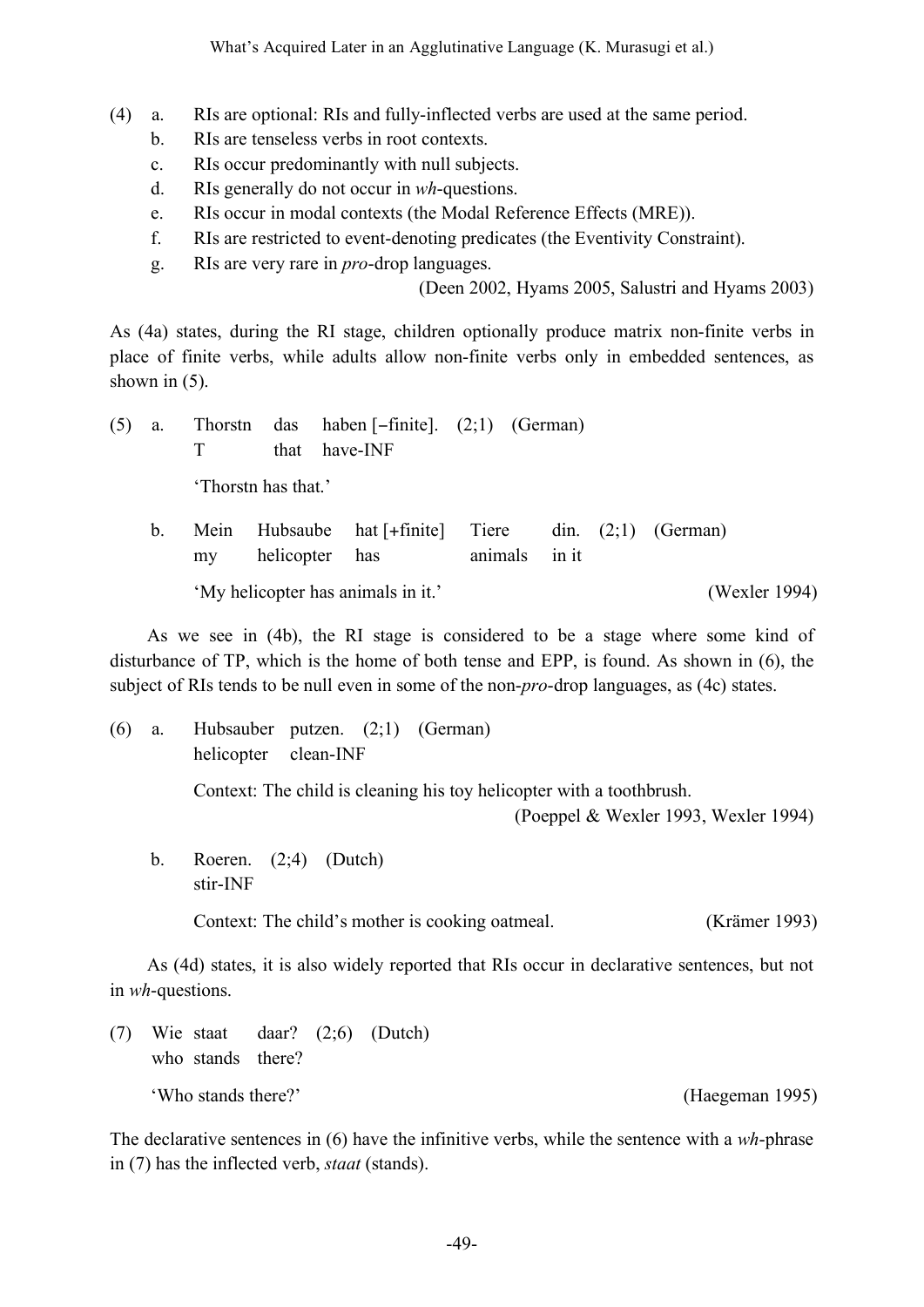(4) a. RIs are optional: RIs and fully-inflected verbs are used at the same period.
    b. RIs are tenseless verbs in root contexts.
    c. RIs occur predominantly with null subjects.
    d. RIs generally do not occur in *wh*-questions.
    e. RIs occur in modal contexts (the Modal Reference Effects (MRE)).
    f. RIs are restricted to event-denoting predicates (the Eventivity Constraint).
    g. RIs are very rare in *pro*-drop languages.

(Deen 2002, Hyams 2005, Salustri and Hyams 2003)

As (4a) states, during the RI stage, children optionally produce matrix non-finite verbs in place of finite verbs, while adults allow non-finite verbs only in embedded sentences, as shown in (5).

(5) a. Thorstn das haben [−finite]. (2;1) (German)
       T that have-INF
       
       'Thorstn has that.'

    b. Mein Hubsaube hat [+finite] Tiere din. (2;1) (German)
       my helicopter has animals in it
       
       'My helicopter has animals in it.' (Wexler 1994)

As we see in (4b), the RI stage is considered to be a stage where some kind of disturbance of TP, which is the home of both tense and EPP, is found. As shown in (6), the subject of RIs tends to be null even in some of the non-*pro*-drop languages, as (4c) states.

(6) a. Hubsauber putzen. (2;1) (German)
       helicopter clean-INF
       
       Context: The child is cleaning his toy helicopter with a toothbrush.
       (Poeppel & Wexler 1993, Wexler 1994)

    b. Roeren. (2;4) (Dutch)
       stir-INF
       
       Context: The child's mother is cooking oatmeal. (Krämer 1993)

As (4d) states, it is also widely reported that RIs occur in declarative sentences, but not in *wh*-questions.

(7) Wie staat daar? (2;6) (Dutch)
    who stands there?
    
    'Who stands there?' (Haegeman 1995)

The declarative sentences in (6) have the infinitive verbs, while the sentence with a *wh*-phrase in (7) has the inflected verb, *staat* (stands).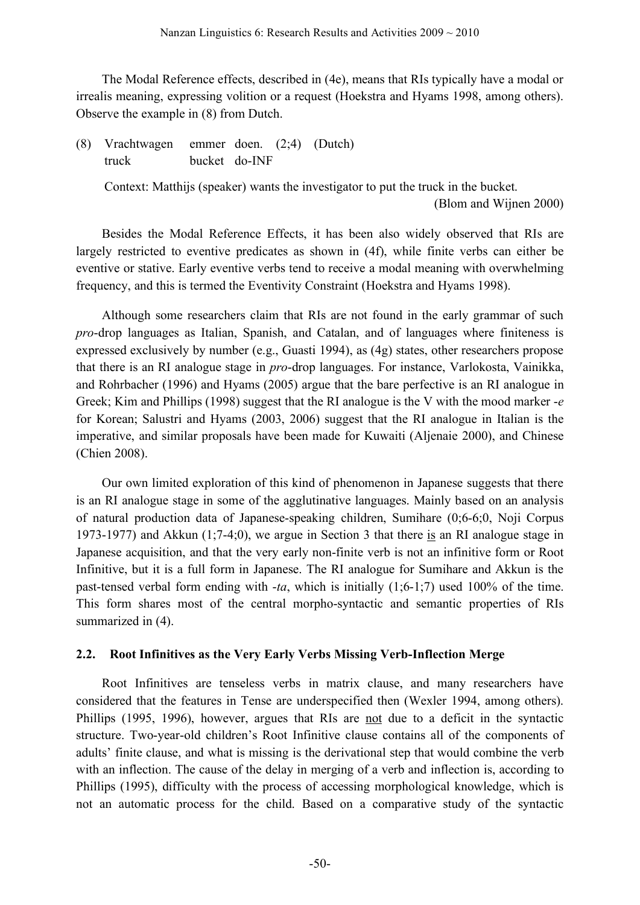The Modal Reference effects, described in (4e), means that RIs typically have a modal or irrealis meaning, expressing volition or a request (Hoekstra and Hyams 1998, among others). Observe the example in (8) from Dutch.

(8) Vrachtwagen emmer doen. (2;4) (Dutch)
    truck bucket do-INF

Context: Matthijs (speaker) wants the investigator to put the truck in the bucket.
(Blom and Wijnen 2000)

Besides the Modal Reference Effects, it has been also widely observed that RIs are largely restricted to eventive predicates as shown in (4f), while finite verbs can either be eventive or stative. Early eventive verbs tend to receive a modal meaning with overwhelming frequency, and this is termed the Eventivity Constraint (Hoekstra and Hyams 1998).

Although some researchers claim that RIs are not found in the early grammar of such *pro*-drop languages as Italian, Spanish, and Catalan, and of languages where finiteness is expressed exclusively by number (e.g., Guasti 1994), as (4g) states, other researchers propose that there is an RI analogue stage in *pro*-drop languages. For instance, Varlokosta, Vainikka, and Rohrbacher (1996) and Hyams (2005) argue that the bare perfective is an RI analogue in Greek; Kim and Phillips (1998) suggest that the RI analogue is the V with the mood marker *-e* for Korean; Salustri and Hyams (2003, 2006) suggest that the RI analogue in Italian is the imperative, and similar proposals have been made for Kuwaiti (Aljenaie 2000), and Chinese (Chien 2008).

Our own limited exploration of this kind of phenomenon in Japanese suggests that there is an RI analogue stage in some of the agglutinative languages. Mainly based on an analysis of natural production data of Japanese-speaking children, Sumihare (0;6-6;0, Noji Corpus 1973-1977) and Akkun (1;7-4;0), we argue in Section 3 that there <u>is</u> an RI analogue stage in Japanese acquisition, and that the very early non-finite verb is not an infinitive form or Root Infinitive, but it is a full form in Japanese. The RI analogue for Sumihare and Akkun is the past-tensed verbal form ending with *-ta*, which is initially (1;6-1;7) used 100% of the time. This form shares most of the central morpho-syntactic and semantic properties of RIs summarized in (4).

### 2.2. Root Infinitives as the Very Early Verbs Missing Verb-Inflection Merge

Root Infinitives are tenseless verbs in matrix clause, and many researchers have considered that the features in Tense are underspecified then (Wexler 1994, among others). Phillips (1995, 1996), however, argues that RIs are <u>not</u> due to a deficit in the syntactic structure. Two-year-old children's Root Infinitive clause contains all of the components of adults' finite clause, and what is missing is the derivational step that would combine the verb with an inflection. The cause of the delay in merging of a verb and inflection is, according to Phillips (1995), difficulty with the process of accessing morphological knowledge, which is not an automatic process for the child. Based on a comparative study of the syntactic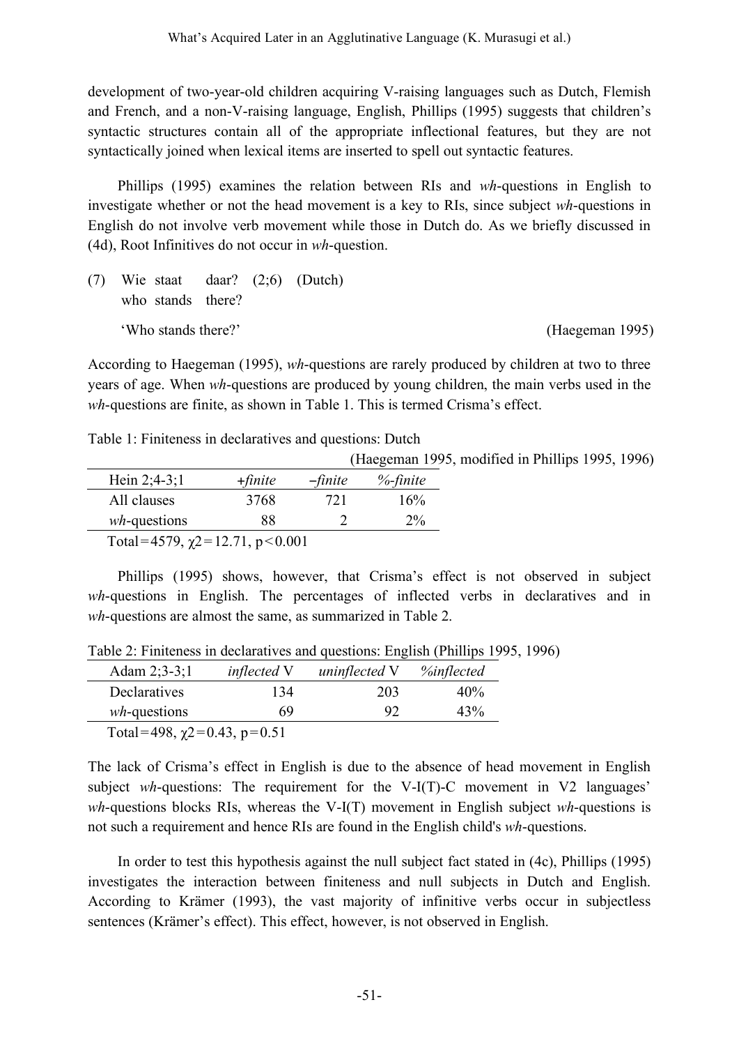development of two-year-old children acquiring V-raising languages such as Dutch, Flemish and French, and a non-V-raising language, English, Phillips (1995) suggests that children's syntactic structures contain all of the appropriate inflectional features, but they are not syntactically joined when lexical items are inserted to spell out syntactic features.

Phillips (1995) examines the relation between RIs and *wh*-questions in English to investigate whether or not the head movement is a key to RIs, since subject *wh*-questions in English do not involve verb movement while those in Dutch do. As we briefly discussed in (4d), Root Infinitives do not occur in *wh*-question.

(7) Wie staat daar? (2;6) (Dutch)
who stands there?

'Who stands there?' (Haegeman 1995)

According to Haegeman (1995), *wh*-questions are rarely produced by children at two to three years of age. When *wh*-questions are produced by young children, the main verbs used in the *wh*-questions are finite, as shown in Table 1. This is termed Crisma's effect.

Table 1: Finiteness in declaratives and questions: Dutch

(Haegeman 1995, modified in Phillips 1995, 1996)

| Hein 2;4-3;1 | *+finite* | *–finite* | *%-finite* |
|---|---|---|---|
| All clauses | 3768 | 721 | 16% |
| *wh*-questions | 88 | 2 | 2% |

Total=4579, $\chi2=12.71$, $p<0.001$

Phillips (1995) shows, however, that Crisma's effect is not observed in subject *wh*-questions in English. The percentages of inflected verbs in declaratives and in *wh*-questions are almost the same, as summarized in Table 2.

Table 2: Finiteness in declaratives and questions: English (Phillips 1995, 1996)

| Adam 2;3-3;1 | *inflected* V | *uninflected* V | *%inflected* |
|---|---|---|---|
| Declaratives | 134 | 203 | 40% |
| *wh*-questions | 69 | 92 | 43% |

Total=498, $\chi2=0.43$, $p=0.51$

The lack of Crisma's effect in English is due to the absence of head movement in English subject *wh*-questions: The requirement for the V-I(T)-C movement in V2 languages' *wh*-questions blocks RIs, whereas the V-I(T) movement in English subject *wh*-questions is not such a requirement and hence RIs are found in the English child's *wh*-questions.

In order to test this hypothesis against the null subject fact stated in (4c), Phillips (1995) investigates the interaction between finiteness and null subjects in Dutch and English. According to Krämer (1993), the vast majority of infinitive verbs occur in subjectless sentences (Krämer's effect). This effect, however, is not observed in English.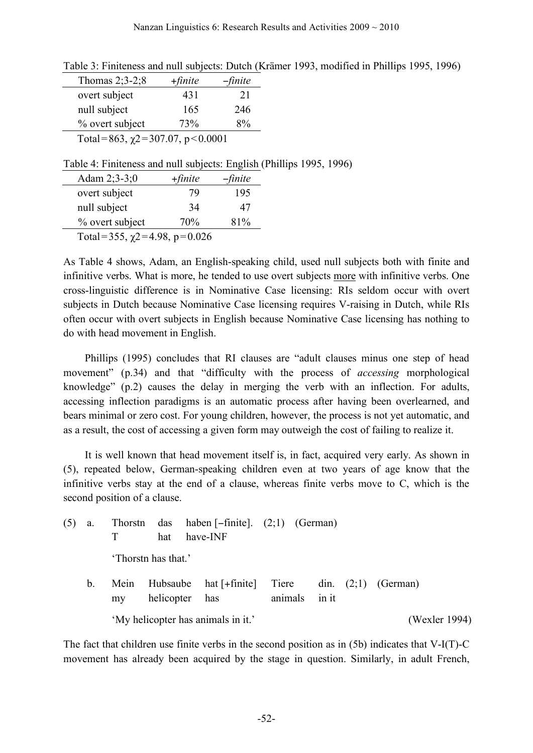Table 3: Finiteness and null subjects: Dutch (Krämer 1993, modified in Phillips 1995, 1996)

| Thomas 2;3-2;8 | *+finite* | *−finite* |
|---|---|---|
| overt subject | 431 | 21 |
| null subject | 165 | 246 |
| % overt subject | 73% | 8% |
| Total=863, $\chi2=307.07$, $p<0.0001$ | | |

Table 4: Finiteness and null subjects: English (Phillips 1995, 1996)

| Adam 2;3-3;0 | *+finite* | *−finite* |
|---|---|---|
| overt subject | 79 | 195 |
| null subject | 34 | 47 |
| % overt subject | 70% | 81% |
| Total=355, $\chi2=4.98$, $p=0.026$ | | |

As Table 4 shows, Adam, an English-speaking child, used null subjects both with finite and infinitive verbs. What is more, he tended to use overt subjects more with infinitive verbs. One cross-linguistic difference is in Nominative Case licensing: RIs seldom occur with overt subjects in Dutch because Nominative Case licensing requires V-raising in Dutch, while RIs often occur with overt subjects in English because Nominative Case licensing has nothing to do with head movement in English.

Phillips (1995) concludes that RI clauses are "adult clauses minus one step of head movement" (p.34) and that "difficulty with the process of *accessing* morphological knowledge" (p.2) causes the delay in merging the verb with an inflection. For adults, accessing inflection paradigms is an automatic process after having been overlearned, and bears minimal or zero cost. For young children, however, the process is not yet automatic, and as a result, the cost of accessing a given form may outweigh the cost of failing to realize it.

It is well known that head movement itself is, in fact, acquired very early. As shown in (5), repeated below, German-speaking children even at two years of age know that the infinitive verbs stay at the end of a clause, whereas finite verbs move to C, which is the second position of a clause.

(5) a. Thorstn das haben [−finite]. (2;1) (German)
T hat have-INF
'Thorstn has that.'

b. Mein Hubsaube hat [+finite] Tiere din. (2;1) (German)
my helicopter has animals in it
'My helicopter has animals in it.' (Wexler 1994)

The fact that children use finite verbs in the second position as in (5b) indicates that V-I(T)-C movement has already been acquired by the stage in question. Similarly, in adult French,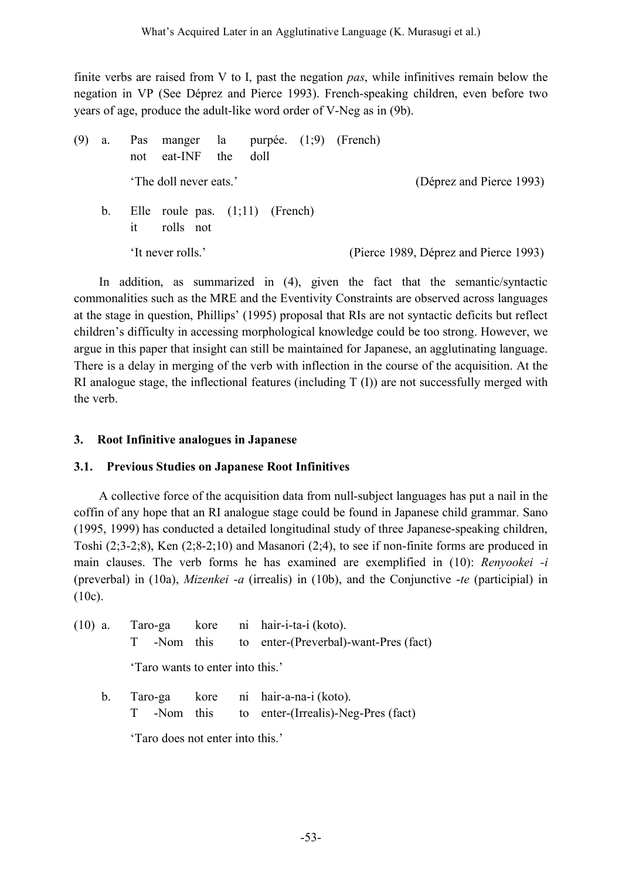finite verbs are raised from V to I, past the negation *pas*, while infinitives remain below the negation in VP (See Déprez and Pierce 1993). French-speaking children, even before two years of age, produce the adult-like word order of V-Neg as in (9b).

(9) a. Pas manger la purpée. (1;9) (French)
not eat-INF the doll
'The doll never eats.' (Déprez and Pierce 1993)

b. Elle roule pas. (1;11) (French)
it rolls not
'It never rolls.' (Pierce 1989, Déprez and Pierce 1993)

In addition, as summarized in (4), given the fact that the semantic/syntactic commonalities such as the MRE and the Eventivity Constraints are observed across languages at the stage in question, Phillips' (1995) proposal that RIs are not syntactic deficits but reflect children's difficulty in accessing morphological knowledge could be too strong. However, we argue in this paper that insight can still be maintained for Japanese, an agglutinating language. There is a delay in merging of the verb with inflection in the course of the acquisition. At the RI analogue stage, the inflectional features (including T (I)) are not successfully merged with the verb.

## 3. Root Infinitive analogues in Japanese

### 3.1. Previous Studies on Japanese Root Infinitives

A collective force of the acquisition data from null-subject languages has put a nail in the coffin of any hope that an RI analogue stage could be found in Japanese child grammar. Sano (1995, 1999) has conducted a detailed longitudinal study of three Japanese-speaking children, Toshi (2;3-2;8), Ken (2;8-2;10) and Masanori (2;4), to see if non-finite forms are produced in main clauses. The verb forms he has examined are exemplified in (10): *Renyookei -i* (preverbal) in (10a), *Mizenkei -a* (irrealis) in (10b), and the Conjunctive *-te* (participial) in (10c).

(10) a. Taro-ga kore ni hair-i-ta-i (koto).
T -Nom this to enter-(Preverbal)-want-Pres (fact)
'Taro wants to enter into this.'

b. Taro-ga kore ni hair-a-na-i (koto).
T -Nom this to enter-(Irrealis)-Neg-Pres (fact)
'Taro does not enter into this.'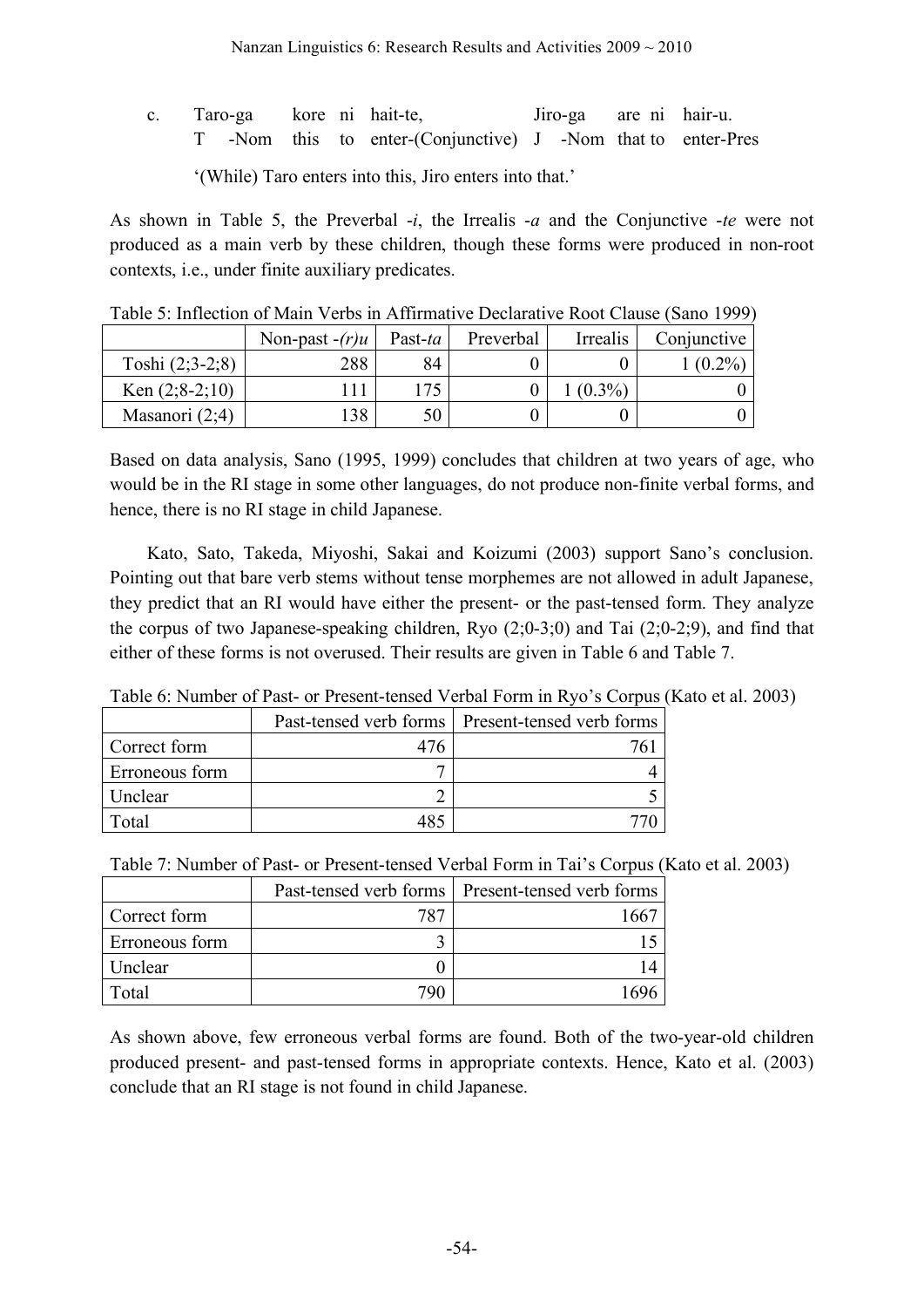c. Taro-ga kore ni hait-te, Jiro-ga are ni hair-u.
T -Nom this to enter-(Conjunctive) J -Nom that to enter-Pres

'(While) Taro enters into this, Jiro enters into that.'

As shown in Table 5, the Preverbal -*i*, the Irrealis -*a* and the Conjunctive -*te* were not produced as a main verb by these children, though these forms were produced in non-root contexts, i.e., under finite auxiliary predicates.

Table 5: Inflection of Main Verbs in Affirmative Declarative Root Clause (Sano 1999)

| | Non-past -*(r)u* | Past-*ta* | Preverbal | Irrealis | Conjunctive |
|---|---|---|---|---|---|
| Toshi (2;3-2;8) | 288 | 84 | 0 | 0 | 1 (0.2%) |
| Ken (2;8-2;10) | 111 | 175 | 0 | 1 (0.3%) | 0 |
| Masanori (2;4) | 138 | 50 | 0 | 0 | 0 |

Based on data analysis, Sano (1995, 1999) concludes that children at two years of age, who would be in the RI stage in some other languages, do not produce non-finite verbal forms, and hence, there is no RI stage in child Japanese.

Kato, Sato, Takeda, Miyoshi, Sakai and Koizumi (2003) support Sano's conclusion. Pointing out that bare verb stems without tense morphemes are not allowed in adult Japanese, they predict that an RI would have either the present- or the past-tensed form. They analyze the corpus of two Japanese-speaking children, Ryo (2;0-3;0) and Tai (2;0-2;9), and find that either of these forms is not overused. Their results are given in Table 6 and Table 7.

Table 6: Number of Past- or Present-tensed Verbal Form in Ryo's Corpus (Kato et al. 2003)

| | Past-tensed verb forms | Present-tensed verb forms |
|---|---|---|
| Correct form | 476 | 761 |
| Erroneous form | 7 | 4 |
| Unclear | 2 | 5 |
| Total | 485 | 770 |

Table 7: Number of Past- or Present-tensed Verbal Form in Tai's Corpus (Kato et al. 2003)

| | Past-tensed verb forms | Present-tensed verb forms |
|---|---|---|
| Correct form | 787 | 1667 |
| Erroneous form | 3 | 15 |
| Unclear | 0 | 14 |
| Total | 790 | 1696 |

As shown above, few erroneous verbal forms are found. Both of the two-year-old children produced present- and past-tensed forms in appropriate contexts. Hence, Kato et al. (2003) conclude that an RI stage is not found in child Japanese.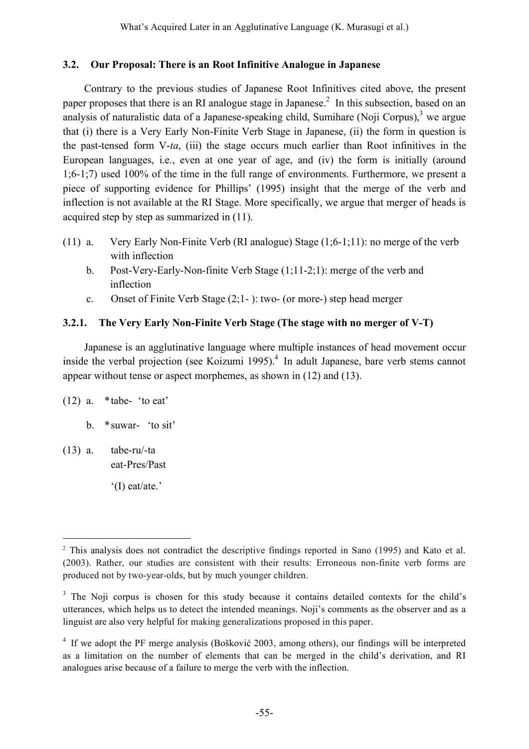### 3.2. Our Proposal: There is an Root Infinitive Analogue in Japanese

Contrary to the previous studies of Japanese Root Infinitives cited above, the present paper proposes that there is an RI analogue stage in Japanese.[2] In this subsection, based on an analysis of naturalistic data of a Japanese-speaking child, Sumihare (Noji Corpus),[3] we argue that (i) there is a Very Early Non-Finite Verb Stage in Japanese, (ii) the form in question is the past-tensed form V-*ta*, (iii) the stage occurs much earlier than Root infinitives in the European languages, i.e., even at one year of age, and (iv) the form is initially (around 1;6-1;7) used 100% of the time in the full range of environments. Furthermore, we present a piece of supporting evidence for Phillips' (1995) insight that the merge of the verb and inflection is not available at the RI Stage. More specifically, we argue that merger of heads is acquired step by step as summarized in (11).

(11) a. Very Early Non-Finite Verb (RI analogue) Stage (1;6-1;11): no merge of the verb with inflection

b. Post-Very-Early-Non-finite Verb Stage (1;11-2;1): merge of the verb and inflection

c. Onset of Finite Verb Stage (2;1- ): two- (or more-) step head merger

#### 3.2.1. The Very Early Non-Finite Verb Stage (The stage with no merger of V-T)

Japanese is an agglutinative language where multiple instances of head movement occur inside the verbal projection (see Koizumi 1995).[4] In adult Japanese, bare verb stems cannot appear without tense or aspect morphemes, as shown in (12) and (13).

(12) a. *tabe- 'to eat'

b. *suwar- 'to sit'

(13) a. tabe-ru/-ta
eat-Pres/Past

'(I) eat/ate.'

---

[2] This analysis does not contradict the descriptive findings reported in Sano (1995) and Kato et al. (2003). Rather, our studies are consistent with their results: Erroneous non-finite verb forms are produced not by two-year-olds, but by much younger children.

[3] The Noji corpus is chosen for this study because it contains detailed contexts for the child's utterances, which helps us to detect the intended meanings. Noji's comments as the observer and as a linguist are also very helpful for making generalizations proposed in this paper.

[4] If we adopt the PF merge analysis (Bošković 2003, among others), our findings will be interpreted as a limitation on the number of elements that can be merged in the child's derivation, and RI analogues arise because of a failure to merge the verb with the inflection.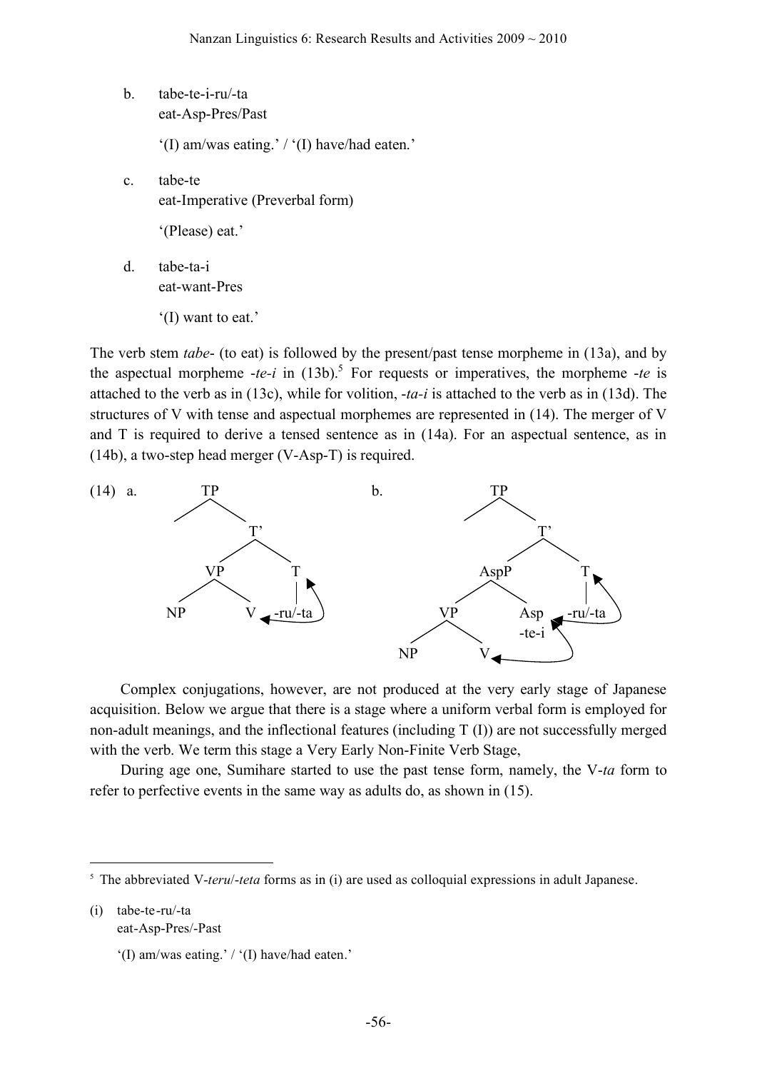b. tabe-te-i-ru/-ta
   eat-Asp-Pres/Past

   '(I) am/was eating.' / '(I) have/had eaten.'

c. tabe-te
   eat-Imperative (Preverbal form)

   '(Please) eat.'

d. tabe-ta-i
   eat-want-Pres

   '(I) want to eat.'

The verb stem *tabe*- (to eat) is followed by the present/past tense morpheme in (13a), and by the aspectual morpheme -*te-i* in (13b).[5] For requests or imperatives, the morpheme -*te* is attached to the verb as in (13c), while for volition, -*ta-i* is attached to the verb as in (13d). The structures of V with tense and aspectual morphemes are represented in (14). The merger of V and T is required to derive a tensed sentence as in (14a). For an aspectual sentence, as in (14b), a two-step head merger (V-Asp-T) is required.

(14) a. [TP [T' [VP NP V] [T -ru/-ta]]] (V ← -ru/-ta)

b. [TP [T' [AspP [VP NP V] [Asp -te-i]] [T -ru/-ta]]] (V ← -te-i ← -ru/-ta)

Complex conjugations, however, are not produced at the very early stage of Japanese acquisition. Below we argue that there is a stage where a uniform verbal form is employed for non-adult meanings, and the inflectional features (including T (I)) are not successfully merged with the verb. We term this stage a Very Early Non-Finite Verb Stage,

During age one, Sumihare started to use the past tense form, namely, the V-*ta* form to refer to perfective events in the same way as adults do, as shown in (15).

---

[5] The abbreviated V-*teru*/-*teta* forms as in (i) are used as colloquial expressions in adult Japanese.

(i) tabe-te-ru/-ta
    eat-Asp-Pres/-Past

    '(I) am/was eating.' / '(I) have/had eaten.'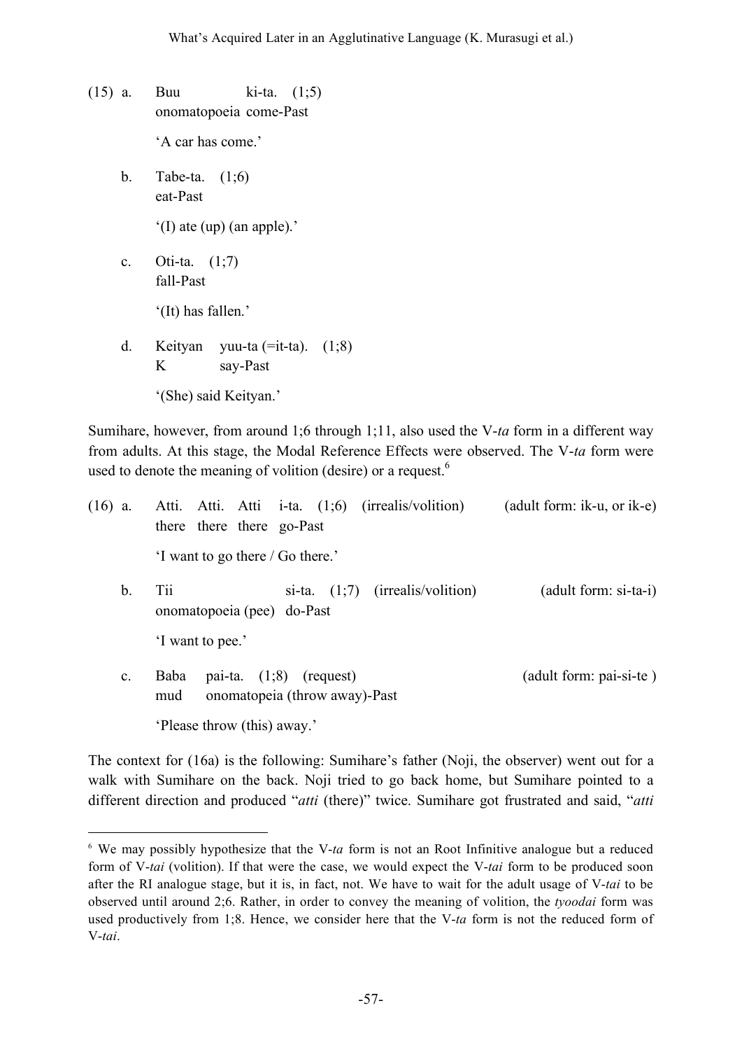(15) a. Buu ki-ta. (1;5)
onomatopoeia come-Past

'A car has come.'

b. Tabe-ta. (1;6)
eat-Past

'(I) ate (up) (an apple).'

c. Oti-ta. (1;7)
fall-Past

'(It) has fallen.'

d. Keityan yuu-ta (=it-ta). (1;8)
K say-Past

'(She) said Keityan.'

Sumihare, however, from around 1;6 through 1;11, also used the V-*ta* form in a different way from adults. At this stage, the Modal Reference Effects were observed. The V-*ta* form were used to denote the meaning of volition (desire) or a request.[6]

(16) a. Atti. Atti. Atti i-ta. (1;6) (irrealis/volition) (adult form: ik-u, or ik-e)
there there there go-Past

'I want to go there / Go there.'

b. Tii si-ta. (1;7) (irrealis/volition) (adult form: si-ta-i)
onomatopoeia (pee) do-Past

'I want to pee.'

c. Baba pai-ta. (1;8) (request) (adult form: pai-si-te )
mud onomatopeia (throw away)-Past

'Please throw (this) away.'

The context for (16a) is the following: Sumihare's father (Noji, the observer) went out for a walk with Sumihare on the back. Noji tried to go back home, but Sumihare pointed to a different direction and produced "*atti* (there)" twice. Sumihare got frustrated and said, "*atti*

[6] We may possibly hypothesize that the V-*ta* form is not an Root Infinitive analogue but a reduced form of V-*tai* (volition). If that were the case, we would expect the V-*tai* form to be produced soon after the RI analogue stage, but it is, in fact, not. We have to wait for the adult usage of V-*tai* to be observed until around 2;6. Rather, in order to convey the meaning of volition, the *tyoodai* form was used productively from 1;8. Hence, we consider here that the V-*ta* form is not the reduced form of V-*tai*.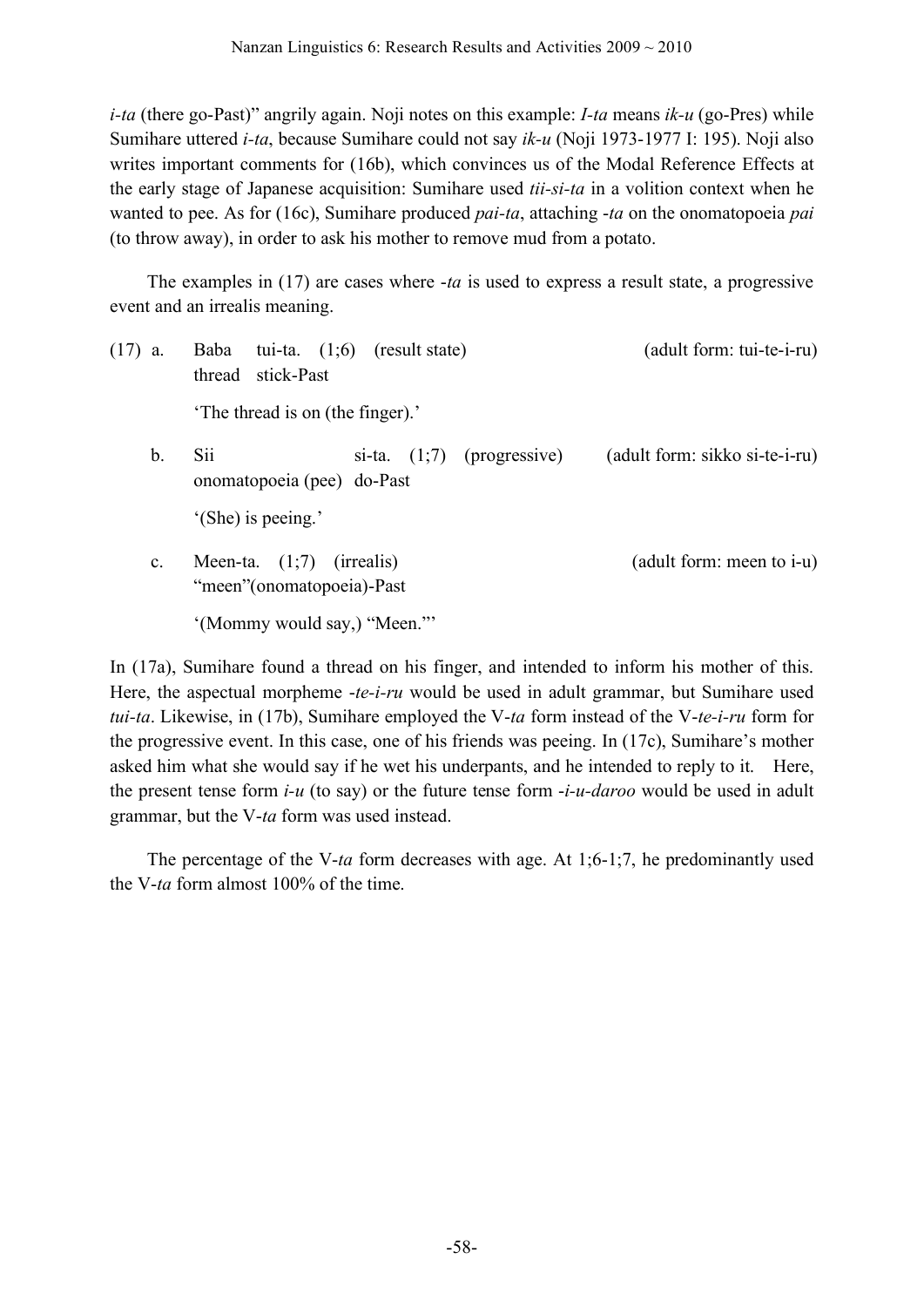*i-ta* (there go-Past)" angrily again. Noji notes on this example: *I-ta* means *ik-u* (go-Pres) while Sumihare uttered *i-ta*, because Sumihare could not say *ik-u* (Noji 1973-1977 I: 195). Noji also writes important comments for (16b), which convinces us of the Modal Reference Effects at the early stage of Japanese acquisition: Sumihare used *tii-si-ta* in a volition context when he wanted to pee. As for (16c), Sumihare produced *pai-ta*, attaching *-ta* on the onomatopoeia *pai* (to throw away), in order to ask his mother to remove mud from a potato.

The examples in (17) are cases where *-ta* is used to express a result state, a progressive event and an irrealis meaning.

(17) a. Baba tui-ta. (1;6) (result state) (adult form: tui-te-i-ru)
thread stick-Past
'The thread is on (the finger).'

b. Sii si-ta. (1;7) (progressive) (adult form: sikko si-te-i-ru)
onomatopoeia (pee) do-Past
'(She) is peeing.'

c. Meen-ta. (1;7) (irrealis) (adult form: meen to i-u)
"meen"(onomatopoeia)-Past
'(Mommy would say,) "Meen."'

In (17a), Sumihare found a thread on his finger, and intended to inform his mother of this. Here, the aspectual morpheme *-te-i-ru* would be used in adult grammar, but Sumihare used *tui-ta*. Likewise, in (17b), Sumihare employed the V-*ta* form instead of the V-*te-i-ru* form for the progressive event. In this case, one of his friends was peeing. In (17c), Sumihare's mother asked him what she would say if he wet his underpants, and he intended to reply to it. Here, the present tense form *i-u* (to say) or the future tense form *-i-u-daroo* would be used in adult grammar, but the V-*ta* form was used instead.

The percentage of the V-*ta* form decreases with age. At 1;6-1;7, he predominantly used the V-*ta* form almost 100% of the time.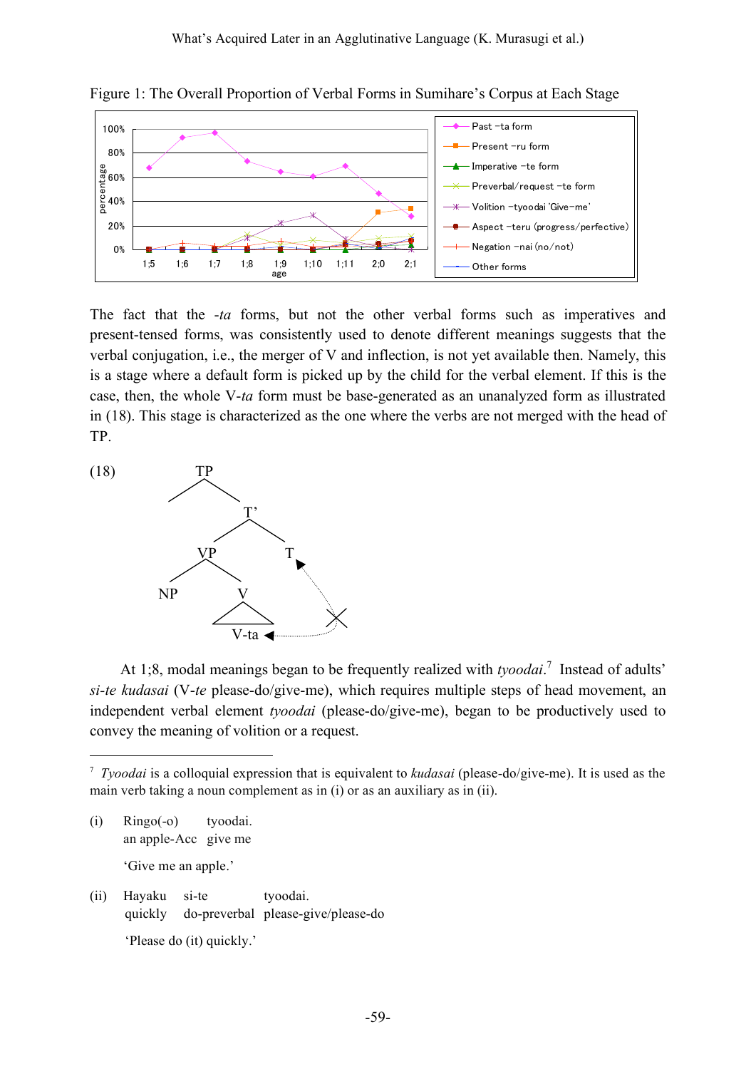Figure 1: The Overall Proportion of Verbal Forms in Sumihare's Corpus at Each Stage

The fact that the *-ta* forms, but not the other verbal forms such as imperatives and present-tensed forms, was consistently used to denote different meanings suggests that the verbal conjugation, i.e., the merger of V and inflection, is not yet available then. Namely, this is a stage where a default form is picked up by the child for the verbal element. If this is the case, then, the whole V-*ta* form must be base-generated as an unanalyzed form as illustrated in (18). This stage is characterized as the one where the verbs are not merged with the head of TP.

(18) [TP [T' [VP NP [V V-ta]] T]] (movement of V-ta to T blocked)

At 1;8, modal meanings began to be frequently realized with *tyoodai*.[7] Instead of adults' *si-te kudasai* (V-*te* please-do/give-me), which requires multiple steps of head movement, an independent verbal element *tyoodai* (please-do/give-me), began to be productively used to convey the meaning of volition or a request.

---

[7] *Tyoodai* is a colloquial expression that is equivalent to *kudasai* (please-do/give-me). It is used as the main verb taking a noun complement as in (i) or as an auxiliary as in (ii).

(i) Ringo(-o) tyoodai.
an apple-Acc give me
'Give me an apple.'

(ii) Hayaku si-te tyoodai.
quickly do-preverbal please-give/please-do
'Please do (it) quickly.'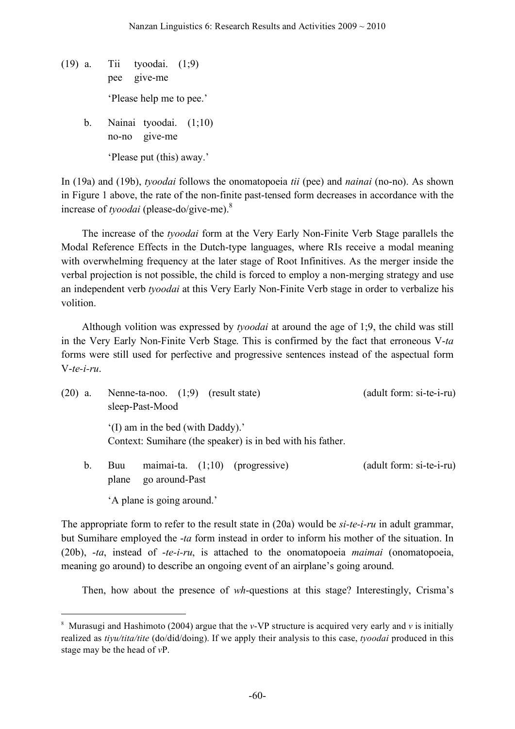(19) a. Tii tyoodai. (1;9)
pee give-me

'Please help me to pee.'

b. Nainai tyoodai. (1;10)
no-no give-me

'Please put (this) away.'

In (19a) and (19b), *tyoodai* follows the onomatopoeia *tii* (pee) and *nainai* (no-no). As shown in Figure 1 above, the rate of the non-finite past-tensed form decreases in accordance with the increase of *tyoodai* (please-do/give-me).[8]

The increase of the *tyoodai* form at the Very Early Non-Finite Verb Stage parallels the Modal Reference Effects in the Dutch-type languages, where RIs receive a modal meaning with overwhelming frequency at the later stage of Root Infinitives. As the merger inside the verbal projection is not possible, the child is forced to employ a non-merging strategy and use an independent verb *tyoodai* at this Very Early Non-Finite Verb stage in order to verbalize his volition.

Although volition was expressed by *tyoodai* at around the age of 1;9, the child was still in the Very Early Non-Finite Verb Stage. This is confirmed by the fact that erroneous V-*ta* forms were still used for perfective and progressive sentences instead of the aspectual form V-*te-i-ru*.

(20) a. Nenne-ta-noo. (1;9) (result state) (adult form: si-te-i-ru)
sleep-Past-Mood

'(I) am in the bed (with Daddy).'
Context: Sumihare (the speaker) is in bed with his father.

b. Buu maimai-ta. (1;10) (progressive) (adult form: si-te-i-ru)
plane go around-Past

'A plane is going around.'

The appropriate form to refer to the result state in (20a) would be *si-te-i-ru* in adult grammar, but Sumihare employed the *-ta* form instead in order to inform his mother of the situation. In (20b), *-ta*, instead of *-te-i-ru*, is attached to the onomatopoeia *maimai* (onomatopoeia, meaning go around) to describe an ongoing event of an airplane's going around.

Then, how about the presence of *wh*-questions at this stage? Interestingly, Crisma's

---

[8] Murasugi and Hashimoto (2004) argue that the *v*-VP structure is acquired very early and *v* is initially realized as *tiyu/tita/tite* (do/did/doing). If we apply their analysis to this case, *tyoodai* produced in this stage may be the head of *v*P.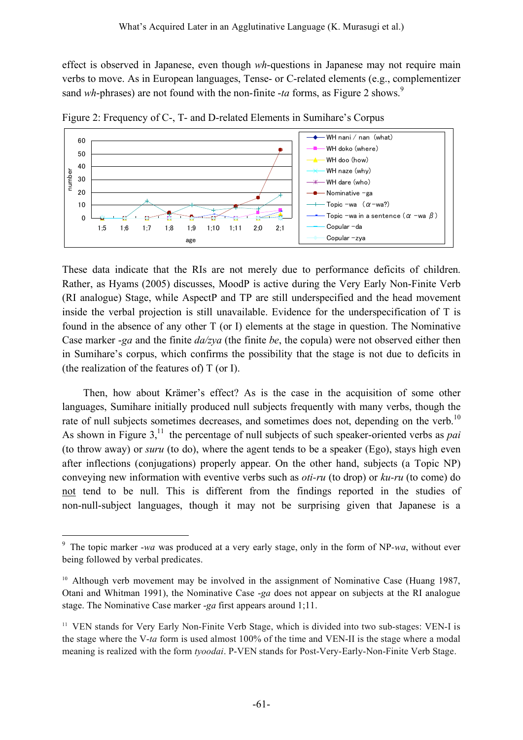effect is observed in Japanese, even though *wh*-questions in Japanese may not require main verbs to move. As in European languages, Tense- or C-related elements (e.g., complementizer sand *wh*-phrases) are not found with the non-finite *-ta* forms, as Figure 2 shows.[9]

Figure 2: Frequency of C-, T- and D-related Elements in Sumihare's Corpus

These data indicate that the RIs are not merely due to performance deficits of children. Rather, as Hyams (2005) discusses, MoodP is active during the Very Early Non-Finite Verb (RI analogue) Stage, while AspectP and TP are still underspecified and the head movement inside the verbal projection is still unavailable. Evidence for the underspecification of T is found in the absence of any other T (or I) elements at the stage in question. The Nominative Case marker *-ga* and the finite *da/zya* (the finite *be*, the copula) were not observed either then in Sumihare's corpus, which confirms the possibility that the stage is not due to deficits in (the realization of the features of) T (or I).

Then, how about Krämer's effect? As is the case in the acquisition of some other languages, Sumihare initially produced null subjects frequently with many verbs, though the rate of null subjects sometimes decreases, and sometimes does not, depending on the verb.[10] As shown in Figure 3,[11] the percentage of null subjects of such speaker-oriented verbs as *pai* (to throw away) or *suru* (to do), where the agent tends to be a speaker (Ego), stays high even after inflections (conjugations) properly appear. On the other hand, subjects (a Topic NP) conveying new information with eventive verbs such as *oti-ru* (to drop) or *ku-ru* (to come) do not tend to be null. This is different from the findings reported in the studies of non-null-subject languages, though it may not be surprising given that Japanese is a

---

[9] The topic marker *-wa* was produced at a very early stage, only in the form of NP-*wa*, without ever being followed by verbal predicates.

[10] Although verb movement may be involved in the assignment of Nominative Case (Huang 1987, Otani and Whitman 1991), the Nominative Case *-ga* does not appear on subjects at the RI analogue stage. The Nominative Case marker *-ga* first appears around 1;11.

[11] VEN stands for Very Early Non-Finite Verb Stage, which is divided into two sub-stages: VEN-I is the stage where the V-*ta* form is used almost 100% of the time and VEN-II is the stage where a modal meaning is realized with the form *tyoodai*. P-VEN stands for Post-Very-Early-Non-Finite Verb Stage.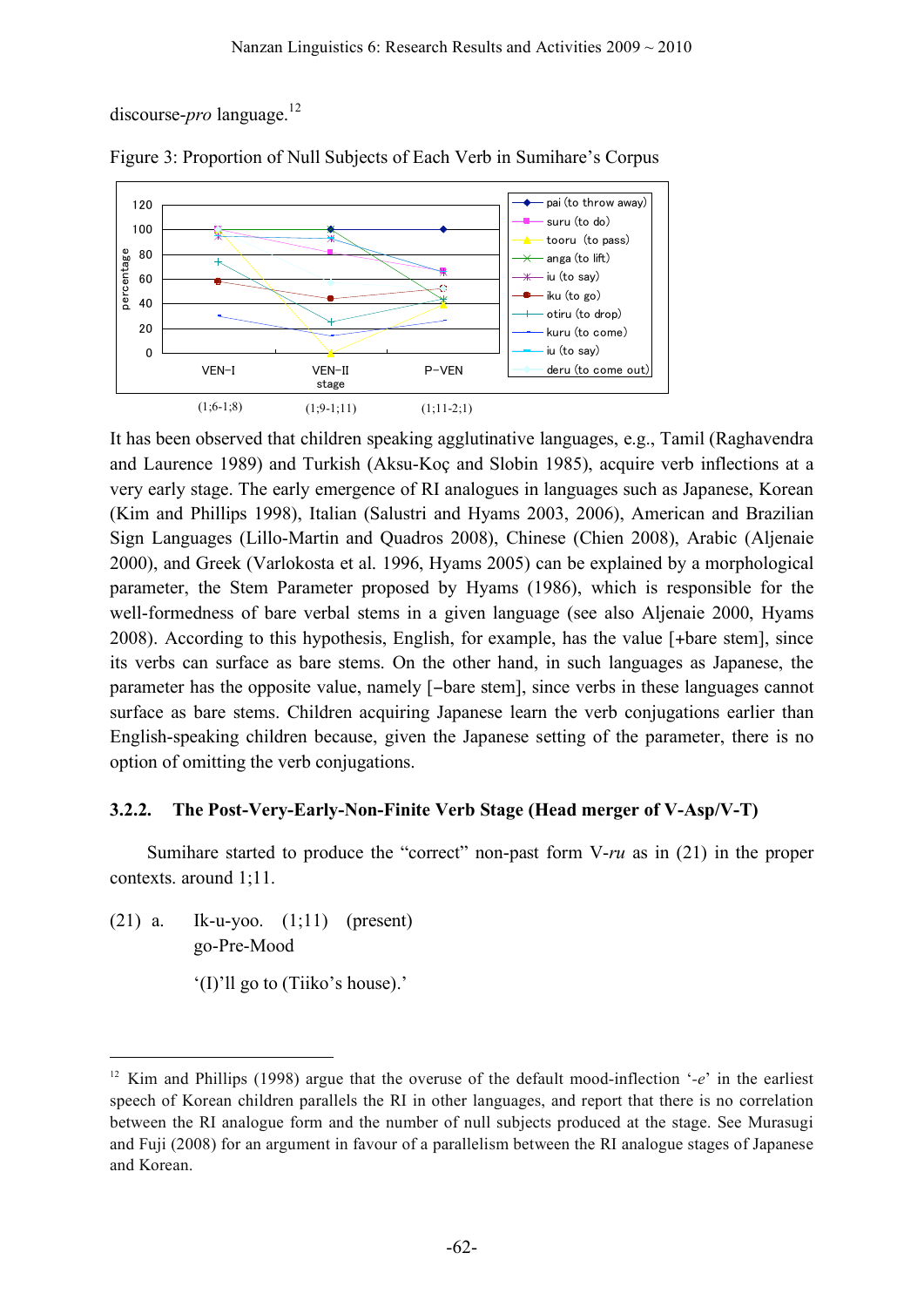discourse-*pro* language.[12]

Figure 3: Proportion of Null Subjects of Each Verb in Sumihare's Corpus

(1;6-1;8) (1;9-1;11) (1;11-2;1)

It has been observed that children speaking agglutinative languages, e.g., Tamil (Raghavendra and Laurence 1989) and Turkish (Aksu-Koç and Slobin 1985), acquire verb inflections at a very early stage. The early emergence of RI analogues in languages such as Japanese, Korean (Kim and Phillips 1998), Italian (Salustri and Hyams 2003, 2006), American and Brazilian Sign Languages (Lillo-Martin and Quadros 2008), Chinese (Chien 2008), Arabic (Aljenaie 2000), and Greek (Varlokosta et al. 1996, Hyams 2005) can be explained by a morphological parameter, the Stem Parameter proposed by Hyams (1986), which is responsible for the well-formedness of bare verbal stems in a given language (see also Aljenaie 2000, Hyams 2008). According to this hypothesis, English, for example, has the value [+bare stem], since its verbs can surface as bare stems. On the other hand, in such languages as Japanese, the parameter has the opposite value, namely [−bare stem], since verbs in these languages cannot surface as bare stems. Children acquiring Japanese learn the verb conjugations earlier than English-speaking children because, given the Japanese setting of the parameter, there is no option of omitting the verb conjugations.

### 3.2.2. The Post-Very-Early-Non-Finite Verb Stage (Head merger of V-Asp/V-T)

Sumihare started to produce the "correct" non-past form V-*ru* as in (21) in the proper contexts. around 1;11.

(21) a. Ik-u-yoo. (1;11) (present)
go-Pre-Mood
'(I)'ll go to (Tiiko's house).'

[12] Kim and Phillips (1998) argue that the overuse of the default mood-inflection '-*e*' in the earliest speech of Korean children parallels the RI in other languages, and report that there is no correlation between the RI analogue form and the number of null subjects produced at the stage. See Murasugi and Fuji (2008) for an argument in favour of a parallelism between the RI analogue stages of Japanese and Korean.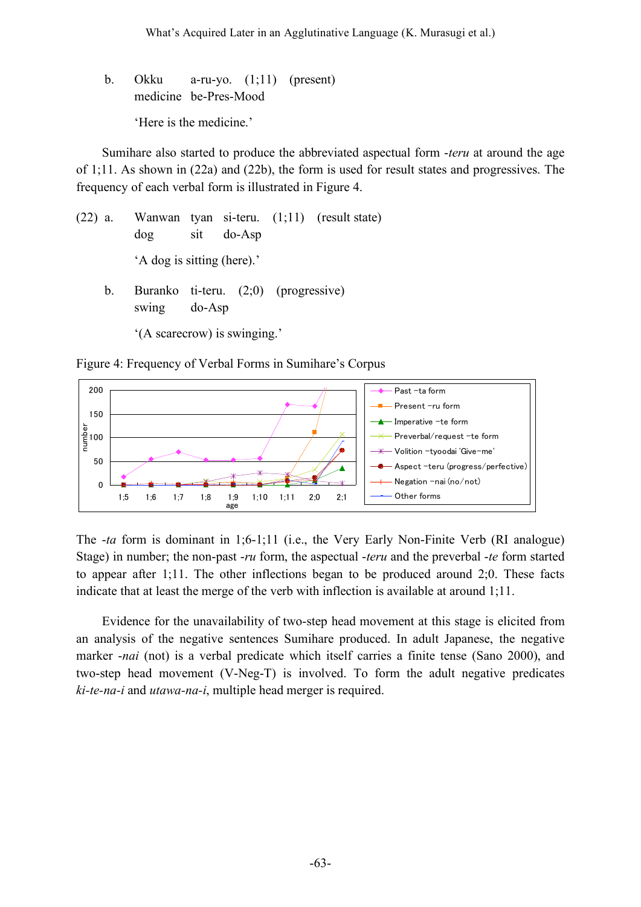b. Okku medicine a-ru-yo. be-Pres-Mood (1;11) (present)

   Okku &nbsp;&nbsp;&nbsp;&nbsp; a-ru-yo. &nbsp;&nbsp;&nbsp;&nbsp; (1;11) &nbsp;&nbsp;&nbsp;&nbsp; (present)
   medicine &nbsp; be-Pres-Mood

   'Here is the medicine.'

Sumihare also started to produce the abbreviated aspectual form *-teru* at around the age of 1;11. As shown in (22a) and (22b), the form is used for result states and progressives. The frequency of each verbal form is illustrated in Figure 4.

(22) a. Wanwan &nbsp; tyan &nbsp; si-teru. &nbsp;&nbsp; (1;11) &nbsp;&nbsp; (result state)
        dog &nbsp;&nbsp;&nbsp;&nbsp;&nbsp;&nbsp;&nbsp;&nbsp; sit &nbsp;&nbsp;&nbsp;&nbsp; do-Asp

        'A dog is sitting (here).'

   b. Buranko &nbsp; ti-teru. &nbsp;&nbsp; (2;0) &nbsp;&nbsp; (progressive)
      swing &nbsp;&nbsp;&nbsp;&nbsp;&nbsp; do-Asp

      '(A scarecrow) is swinging.'

Figure 4: Frequency of Verbal Forms in Sumihare's Corpus

The *-ta* form is dominant in 1;6-1;11 (i.e., the Very Early Non-Finite Verb (RI analogue) Stage) in number; the non-past *-ru* form, the aspectual *-teru* and the preverbal *-te* form started to appear after 1;11. The other inflections began to be produced around 2;0. These facts indicate that at least the merge of the verb with inflection is available at around 1;11.

Evidence for the unavailability of two-step head movement at this stage is elicited from an analysis of the negative sentences Sumihare produced. In adult Japanese, the negative marker *-nai* (not) is a verbal predicate which itself carries a finite tense (Sano 2000), and two-step head movement (V-Neg-T) is involved. To form the adult negative predicates *ki-te-na-i* and *utawa-na-i*, multiple head merger is required.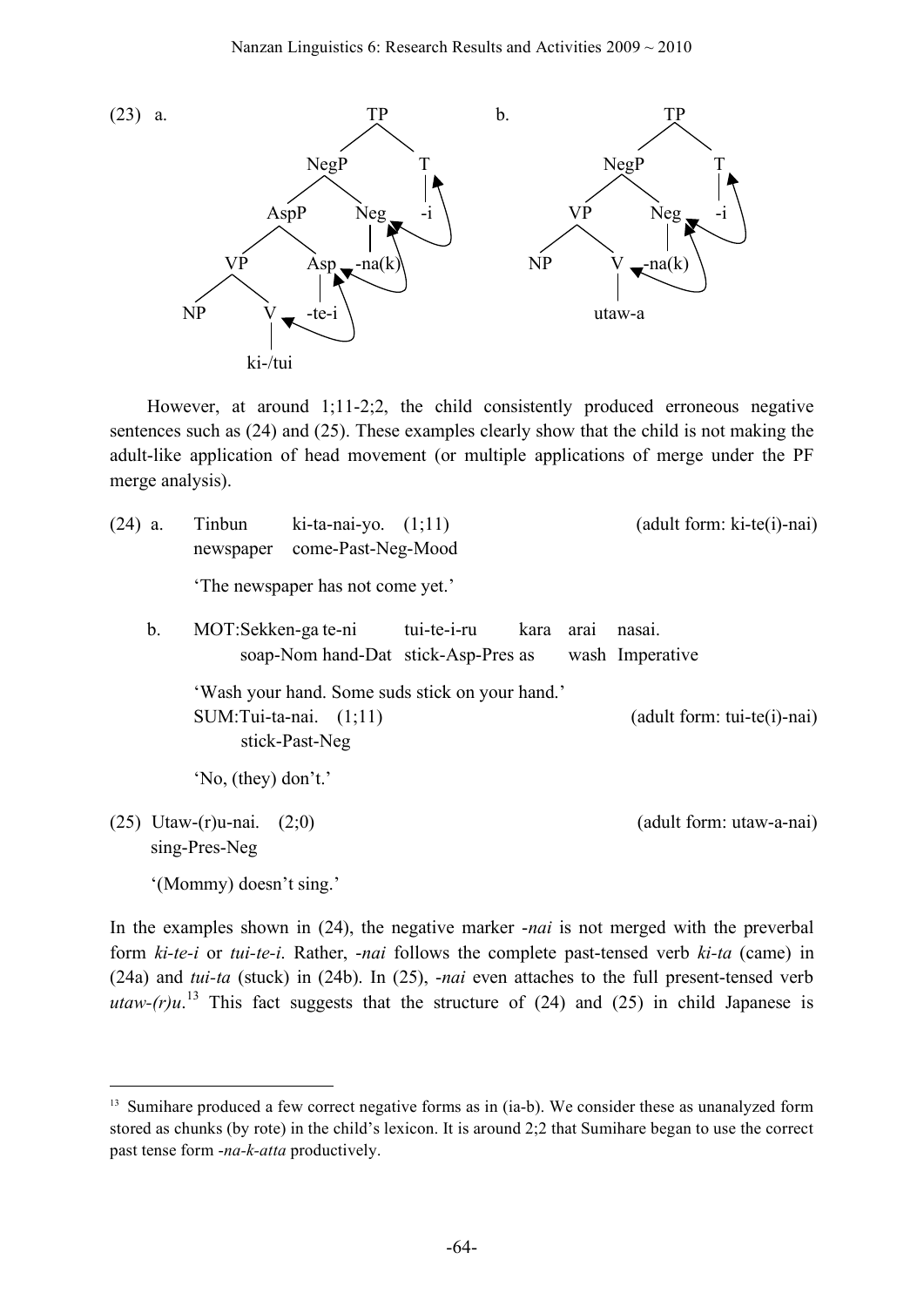(23) a. [TP [NegP [AspP [VP NP [V ki-/tui]] [Asp -te-i]] [Neg -na(k)]] [T -i]]

b. [TP [NegP [VP NP [V utaw-a]] [Neg -na(k)]] [T -i]]

However, at around 1;11-2;2, the child consistently produced erroneous negative sentences such as (24) and (25). These examples clearly show that the child is not making the adult-like application of head movement (or multiple applications of merge under the PF merge analysis).

(24) a. Tinbun ki-ta-nai-yo. (1;11) (adult form: ki-te(i)-nai)
newspaper come-Past-Neg-Mood

'The newspaper has not come yet.'

b. MOT:Sekken-ga te-ni tui-te-i-ru kara arai nasai.
soap-Nom hand-Dat stick-Asp-Pres as wash Imperative

'Wash your hand. Some suds stick on your hand.'

SUM:Tui-ta-nai. (1;11) (adult form: tui-te(i)-nai)
stick-Past-Neg

'No, (they) don't.'

(25) Utaw-(r)u-nai. (2;0) (adult form: utaw-a-nai)
sing-Pres-Neg

'(Mommy) doesn't sing.'

In the examples shown in (24), the negative marker *-nai* is not merged with the preverbal form *ki-te-i* or *tui-te-i*. Rather, *-nai* follows the complete past-tensed verb *ki-ta* (came) in (24a) and *tui-ta* (stuck) in (24b). In (25), *-nai* even attaches to the full present-tensed verb *utaw-(r)u*.[13] This fact suggests that the structure of (24) and (25) in child Japanese is

---

[13] Sumihare produced a few correct negative forms as in (ia-b). We consider these as unanalyzed form stored as chunks (by rote) in the child's lexicon. It is around 2;2 that Sumihare began to use the correct past tense form *-na-k-atta* productively.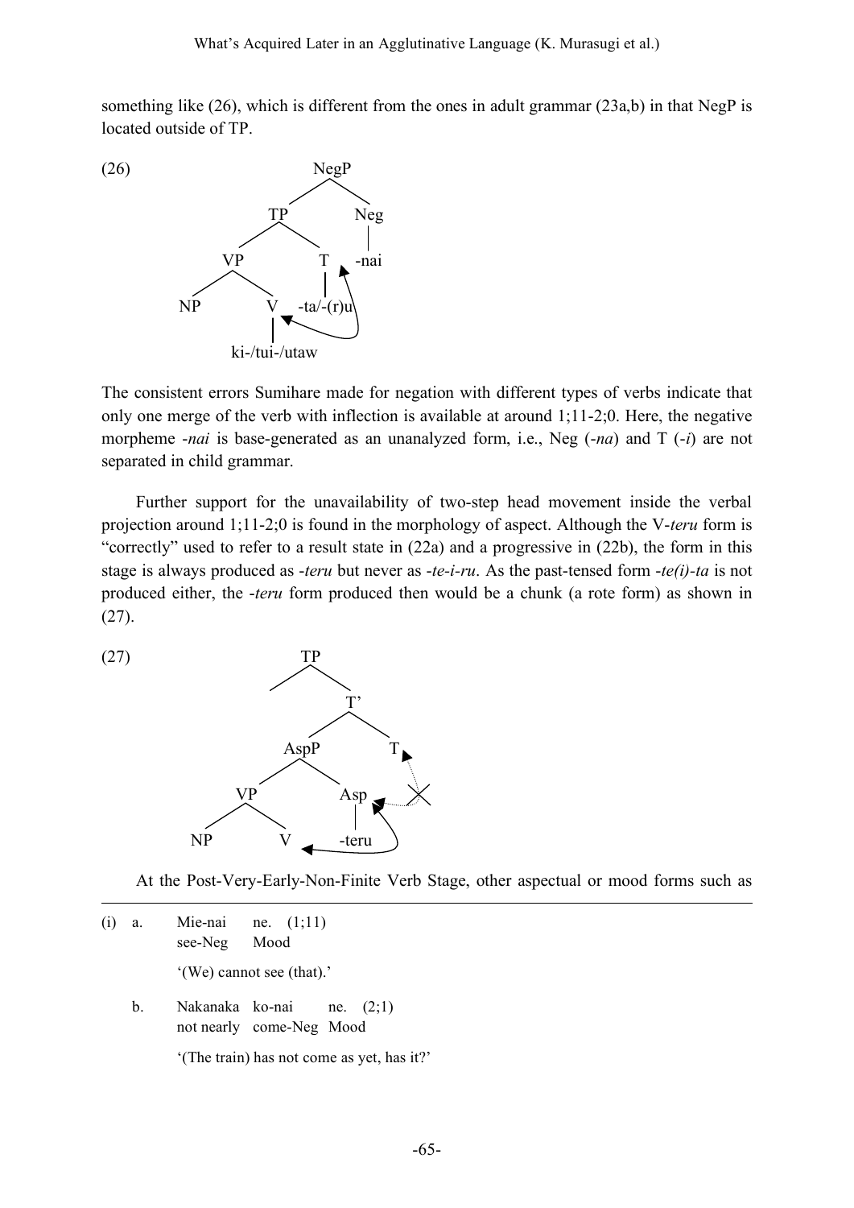something like (26), which is different from the ones in adult grammar (23a,b) in that NegP is located outside of TP.

(26)

```
              NegP
             /    \
           TP      Neg
          /  \      |
        VP    T    -nai
       /  \   |
     NP    V  -ta/-(r)u
           |
     ki-/tui-/utaw
```

The consistent errors Sumihare made for negation with different types of verbs indicate that only one merge of the verb with inflection is available at around 1;11-2;0. Here, the negative morpheme *-nai* is base-generated as an unanalyzed form, i.e., Neg (*-na*) and T (*-i*) are not separated in child grammar.

Further support for the unavailability of two-step head movement inside the verbal projection around 1;11-2;0 is found in the morphology of aspect. Although the V-*teru* form is "correctly" used to refer to a result state in (22a) and a progressive in (22b), the form in this stage is always produced as *-teru* but never as *-te-i-ru*. As the past-tensed form *-te(i)-ta* is not produced either, the *-teru* form produced then would be a chunk (a rote form) as shown in (27).

(27)

```
              TP
                \
                 T'
                /  \
            AspP    T
           /    \
         VP      Asp
        /  \      |
      NP    V   -teru
```

At the Post-Very-Early-Non-Finite Verb Stage, other aspectual or mood forms such as

---

(i) a. Mie-nai ne. (1;11)
see-Neg Mood
'(We) cannot see (that).'

b. Nakanaka ko-nai ne. (2;1)
not nearly come-Neg Mood
'(The train) has not come as yet, has it?'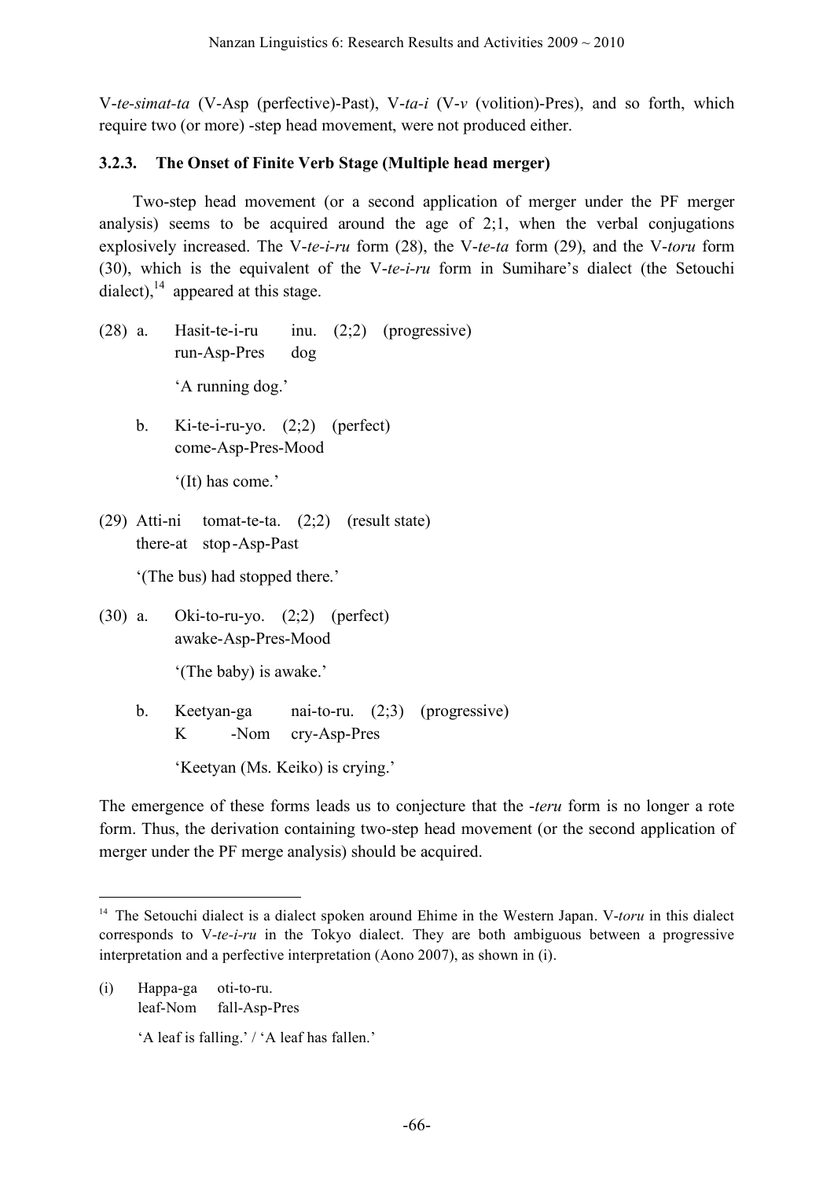V-*te-simat-ta* (V-Asp (perfective)-Past), V-*ta-i* (V-*v* (volition)-Pres), and so forth, which require two (or more) -step head movement, were not produced either.

### 3.2.3. The Onset of Finite Verb Stage (Multiple head merger)

Two-step head movement (or a second application of merger under the PF merger analysis) seems to be acquired around the age of 2;1, when the verbal conjugations explosively increased. The V-*te-i-ru* form (28), the V-*te-ta* form (29), and the V-*toru* form (30), which is the equivalent of the V-*te-i-ru* form in Sumihare's dialect (the Setouchi dialect),[14] appeared at this stage.

(28) a. Hasit-te-i-ru inu. (2;2) (progressive)
run-Asp-Pres dog
'A running dog.'

b. Ki-te-i-ru-yo. (2;2) (perfect)
come-Asp-Pres-Mood
'(It) has come.'

(29) Atti-ni tomat-te-ta. (2;2) (result state)
there-at stop-Asp-Past
'(The bus) had stopped there.'

(30) a. Oki-to-ru-yo. (2;2) (perfect)
awake-Asp-Pres-Mood
'(The baby) is awake.'

b. Keetyan-ga nai-to-ru. (2;3) (progressive)
K -Nom cry-Asp-Pres
'Keetyan (Ms. Keiko) is crying.'

The emergence of these forms leads us to conjecture that the *-teru* form is no longer a rote form. Thus, the derivation containing two-step head movement (or the second application of merger under the PF merge analysis) should be acquired.

---

[14] The Setouchi dialect is a dialect spoken around Ehime in the Western Japan. V-*toru* in this dialect corresponds to V-*te-i-ru* in the Tokyo dialect. They are both ambiguous between a progressive interpretation and a perfective interpretation (Aono 2007), as shown in (i).

(i) Happa-ga oti-to-ru.
leaf-Nom fall-Asp-Pres
'A leaf is falling.' / 'A leaf has fallen.'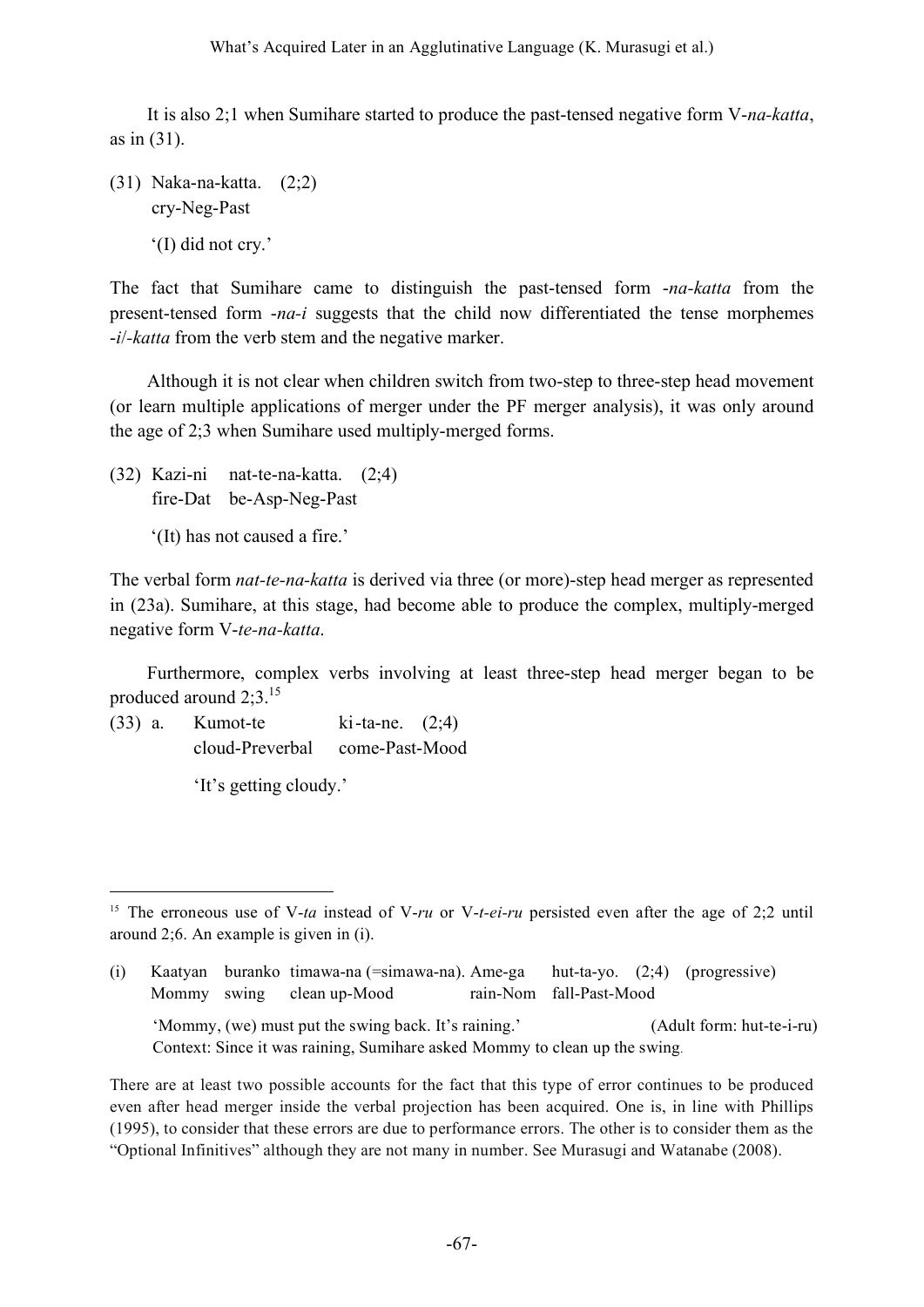It is also 2;1 when Sumihare started to produce the past-tensed negative form V-*na-katta*, as in (31).

(31) Naka-na-katta. (2;2)
  cry-Neg-Past
  '(I) did not cry.'

The fact that Sumihare came to distinguish the past-tensed form -*na-katta* from the present-tensed form -*na-i* suggests that the child now differentiated the tense morphemes -*i*/-*katta* from the verb stem and the negative marker.

Although it is not clear when children switch from two-step to three-step head movement (or learn multiple applications of merger under the PF merger analysis), it was only around the age of 2;3 when Sumihare used multiply-merged forms.

(32) Kazi-ni nat-te-na-katta. (2;4)
  fire-Dat be-Asp-Neg-Past
  '(It) has not caused a fire.'

The verbal form *nat-te-na-katta* is derived via three (or more)-step head merger as represented in (23a). Sumihare, at this stage, had become able to produce the complex, multiply-merged negative form V-*te-na-katta*.

Furthermore, complex verbs involving at least three-step head merger began to be produced around 2;3.[15]

(33) a. Kumot-te ki-ta-ne. (2;4)
  cloud-Preverbal come-Past-Mood
  'It's getting cloudy.'

---

[15] The erroneous use of V-*ta* instead of V-*ru* or V-*t-ei-ru* persisted even after the age of 2;2 until around 2;6. An example is given in (i).

(i) Kaatyan buranko timawa-na (=simawa-na). Ame-ga hut-ta-yo. (2;4) (progressive)
  Mommy swing clean up-Mood rain-Nom fall-Past-Mood
  'Mommy, (we) must put the swing back. It's raining.' (Adult form: hut-te-i-ru)
  Context: Since it was raining, Sumihare asked Mommy to clean up the swing.

There are at least two possible accounts for the fact that this type of error continues to be produced even after head merger inside the verbal projection has been acquired. One is, in line with Phillips (1995), to consider that these errors are due to performance errors. The other is to consider them as the "Optional Infinitives" although they are not many in number. See Murasugi and Watanabe (2008).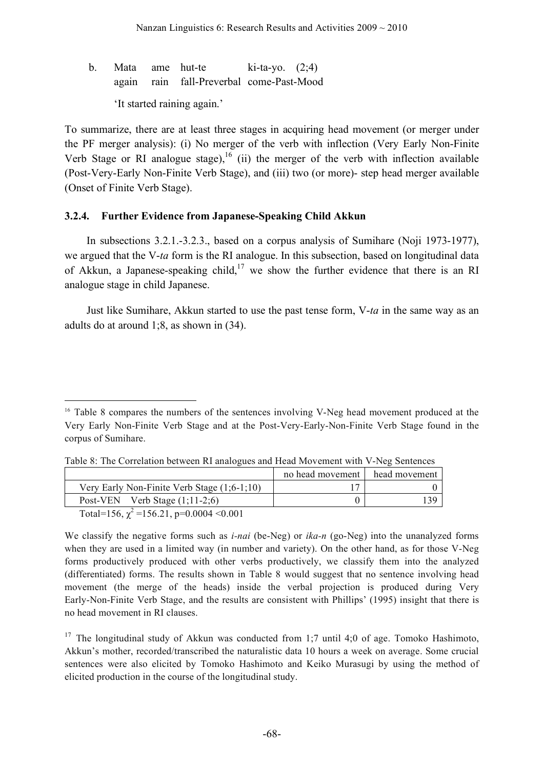b. Mata ame hut-te ki-ta-yo. (2;4)
   again rain fall-Preverbal come-Past-Mood

   'It started raining again.'

To summarize, there are at least three stages in acquiring head movement (or merger under the PF merger analysis): (i) No merger of the verb with inflection (Very Early Non-Finite Verb Stage or RI analogue stage),[16] (ii) the merger of the verb with inflection available (Post-Very-Early Non-Finite Verb Stage), and (iii) two (or more)- step head merger available (Onset of Finite Verb Stage).

### 3.2.4. Further Evidence from Japanese-Speaking Child Akkun

In subsections 3.2.1.-3.2.3., based on a corpus analysis of Sumihare (Noji 1973-1977), we argued that the V-*ta* form is the RI analogue. In this subsection, based on longitudinal data of Akkun, a Japanese-speaking child,[17] we show the further evidence that there is an RI analogue stage in child Japanese.

Just like Sumihare, Akkun started to use the past tense form, V-*ta* in the same way as an adults do at around 1;8, as shown in (34).

---

[16] Table 8 compares the numbers of the sentences involving V-Neg head movement produced at the Very Early Non-Finite Verb Stage and at the Post-Very-Early-Non-Finite Verb Stage found in the corpus of Sumihare.

Table 8: The Correlation between RI analogues and Head Movement with V-Neg Sentences

| | no head movement | head movement |
|---|---|---|
| Very Early Non-Finite Verb Stage (1;6-1;10) | 17 | 0 |
| Post-VEN Verb Stage (1;11-2;6) | 0 | 139 |

Total=156, $\chi^2$ =156.21, p=0.0004 <0.001

We classify the negative forms such as *i-nai* (be-Neg) or *ika-n* (go-Neg) into the unanalyzed forms when they are used in a limited way (in number and variety). On the other hand, as for those V-Neg forms productively produced with other verbs productively, we classify them into the analyzed (differentiated) forms. The results shown in Table 8 would suggest that no sentence involving head movement (the merge of the heads) inside the verbal projection is produced during Very Early-Non-Finite Verb Stage, and the results are consistent with Phillips' (1995) insight that there is no head movement in RI clauses.

[17] The longitudinal study of Akkun was conducted from 1;7 until 4;0 of age. Tomoko Hashimoto, Akkun's mother, recorded/transcribed the naturalistic data 10 hours a week on average. Some crucial sentences were also elicited by Tomoko Hashimoto and Keiko Murasugi by using the method of elicited production in the course of the longitudinal study.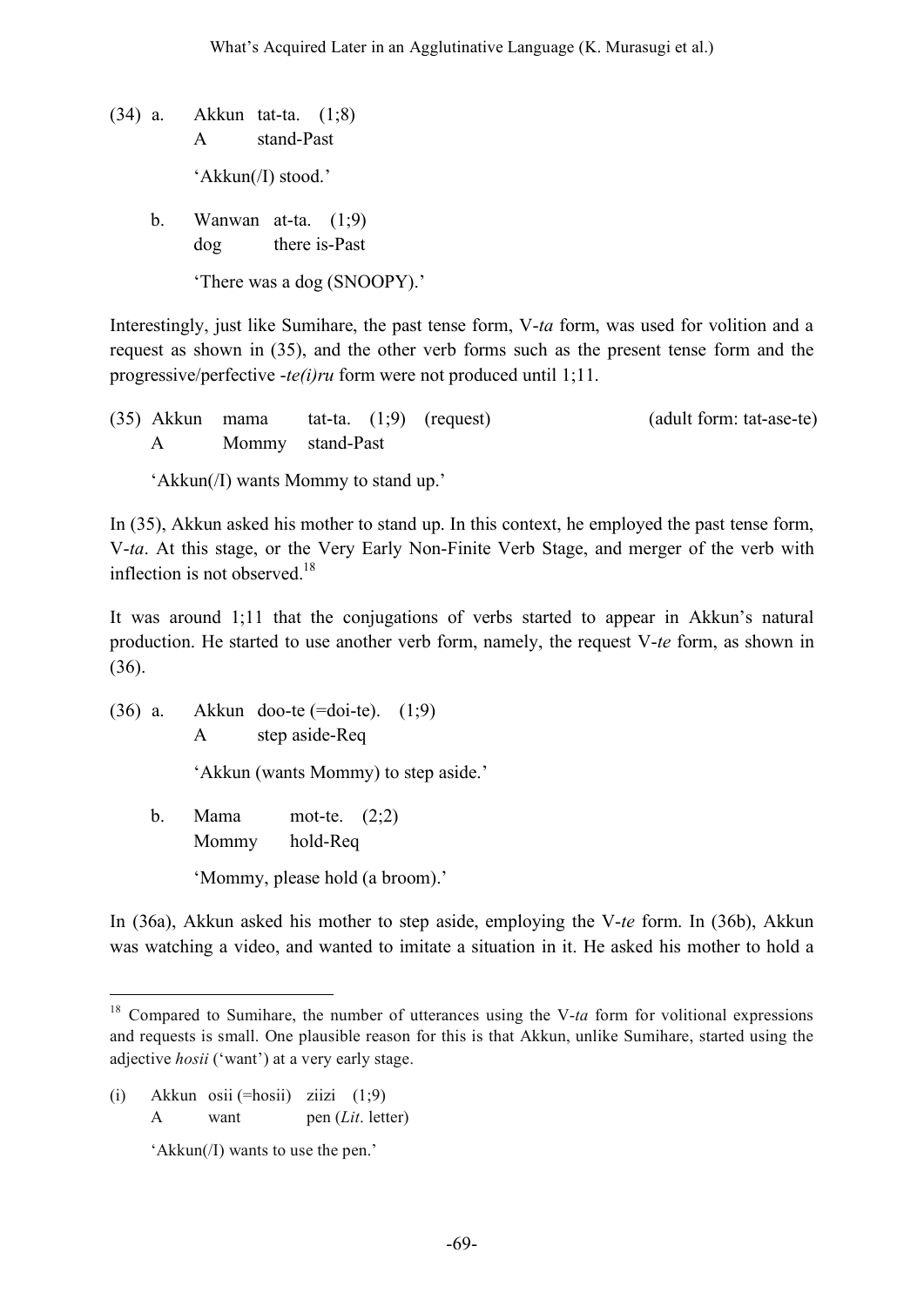(34) a. Akkun tat-ta. (1;8)
   A stand-Past
   'Akkun(/I) stood.'

  b. Wanwan at-ta. (1;9)
   dog there is-Past
   'There was a dog (SNOOPY).'

Interestingly, just like Sumihare, the past tense form, V-*ta* form, was used for volition and a request as shown in (35), and the other verb forms such as the present tense form and the progressive/perfective *-te(i)ru* form were not produced until 1;11.

(35) Akkun mama tat-ta. (1;9) (request) (adult form: tat-ase-te)
  A Mommy stand-Past
  'Akkun(/I) wants Mommy to stand up.'

In (35), Akkun asked his mother to stand up. In this context, he employed the past tense form, V-*ta*. At this stage, or the Very Early Non-Finite Verb Stage, and merger of the verb with inflection is not observed.[18]

It was around 1;11 that the conjugations of verbs started to appear in Akkun's natural production. He started to use another verb form, namely, the request V-*te* form, as shown in (36).

(36) a. Akkun doo-te (=doi-te). (1;9)
   A step aside-Req
   'Akkun (wants Mommy) to step aside.'

  b. Mama mot-te. (2;2)
   Mommy hold-Req
   'Mommy, please hold (a broom).'

In (36a), Akkun asked his mother to step aside, employing the V-*te* form. In (36b), Akkun was watching a video, and wanted to imitate a situation in it. He asked his mother to hold a

---

[18] Compared to Sumihare, the number of utterances using the V-*ta* form for volitional expressions and requests is small. One plausible reason for this is that Akkun, unlike Sumihare, started using the adjective *hosii* ('want') at a very early stage.

(i) Akkun osii (=hosii) ziizi (1;9)
  A want pen (*Lit*. letter)
  'Akkun(/I) wants to use the pen.'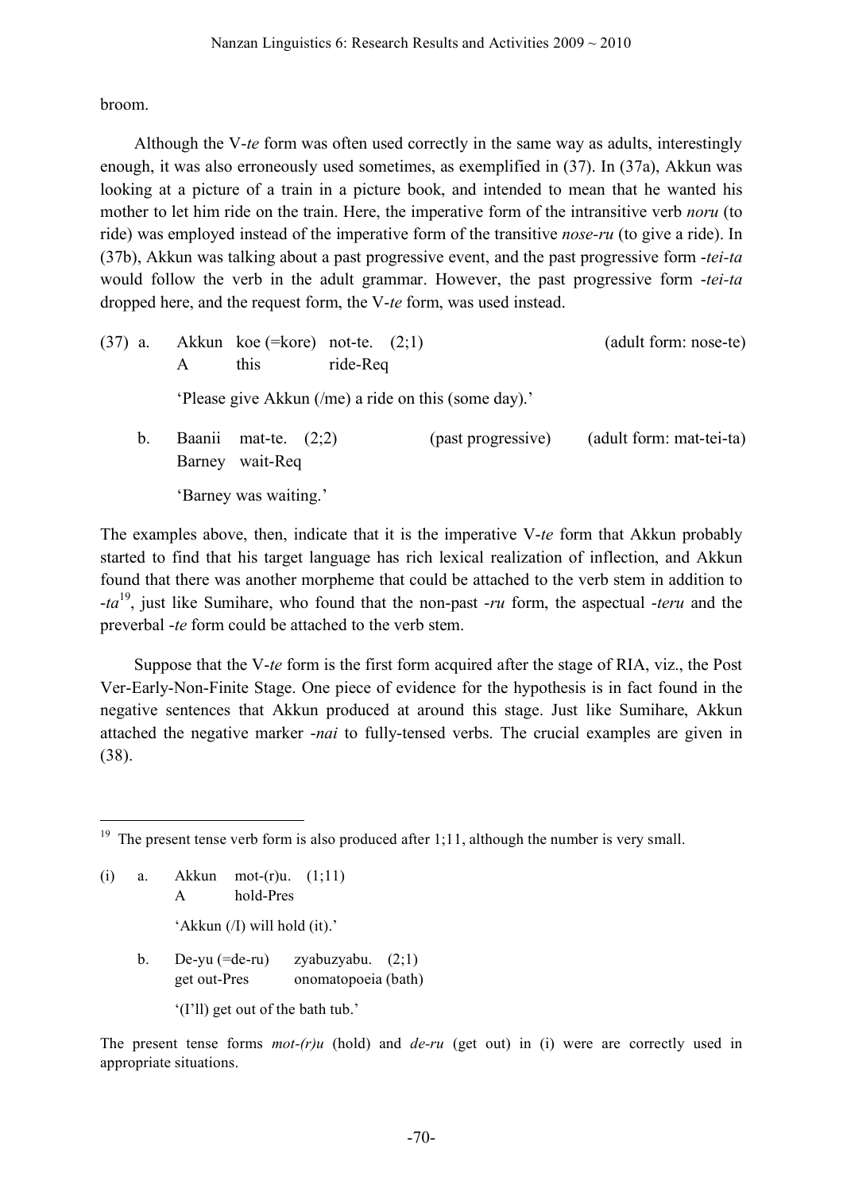broom.

Although the V-*te* form was often used correctly in the same way as adults, interestingly enough, it was also erroneously used sometimes, as exemplified in (37). In (37a), Akkun was looking at a picture of a train in a picture book, and intended to mean that he wanted his mother to let him ride on the train. Here, the imperative form of the intransitive verb *noru* (to ride) was employed instead of the imperative form of the transitive *nose-ru* (to give a ride). In (37b), Akkun was talking about a past progressive event, and the past progressive form -*tei-ta* would follow the verb in the adult grammar. However, the past progressive form -*tei-ta* dropped here, and the request form, the V-*te* form, was used instead.

(37) a. Akkun koe (=kore) not-te. (2;1) (adult form: nose-te)
A this ride-Req

'Please give Akkun (/me) a ride on this (some day).'

b. Baanii mat-te. (2;2) (past progressive) (adult form: mat-tei-ta)
Barney wait-Req

'Barney was waiting.'

The examples above, then, indicate that it is the imperative V-*te* form that Akkun probably started to find that his target language has rich lexical realization of inflection, and Akkun found that there was another morpheme that could be attached to the verb stem in addition to -*ta*[19], just like Sumihare, who found that the non-past -*ru* form, the aspectual -*teru* and the preverbal -*te* form could be attached to the verb stem.

Suppose that the V-*te* form is the first form acquired after the stage of RIA, viz., the Post Ver-Early-Non-Finite Stage. One piece of evidence for the hypothesis is in fact found in the negative sentences that Akkun produced at around this stage. Just like Sumihare, Akkun attached the negative marker -*nai* to fully-tensed verbs. The crucial examples are given in (38).

---

[19] The present tense verb form is also produced after 1;11, although the number is very small.

(i) a. Akkun mot-(r)u. (1;11)
A hold-Pres

'Akkun (/I) will hold (it).'

b. De-yu (=de-ru) zyabuzyabu. (2;1)
get out-Pres onomatopoeia (bath)

'(I'll) get out of the bath tub.'

The present tense forms *mot-(r)u* (hold) and *de-ru* (get out) in (i) were are correctly used in appropriate situations.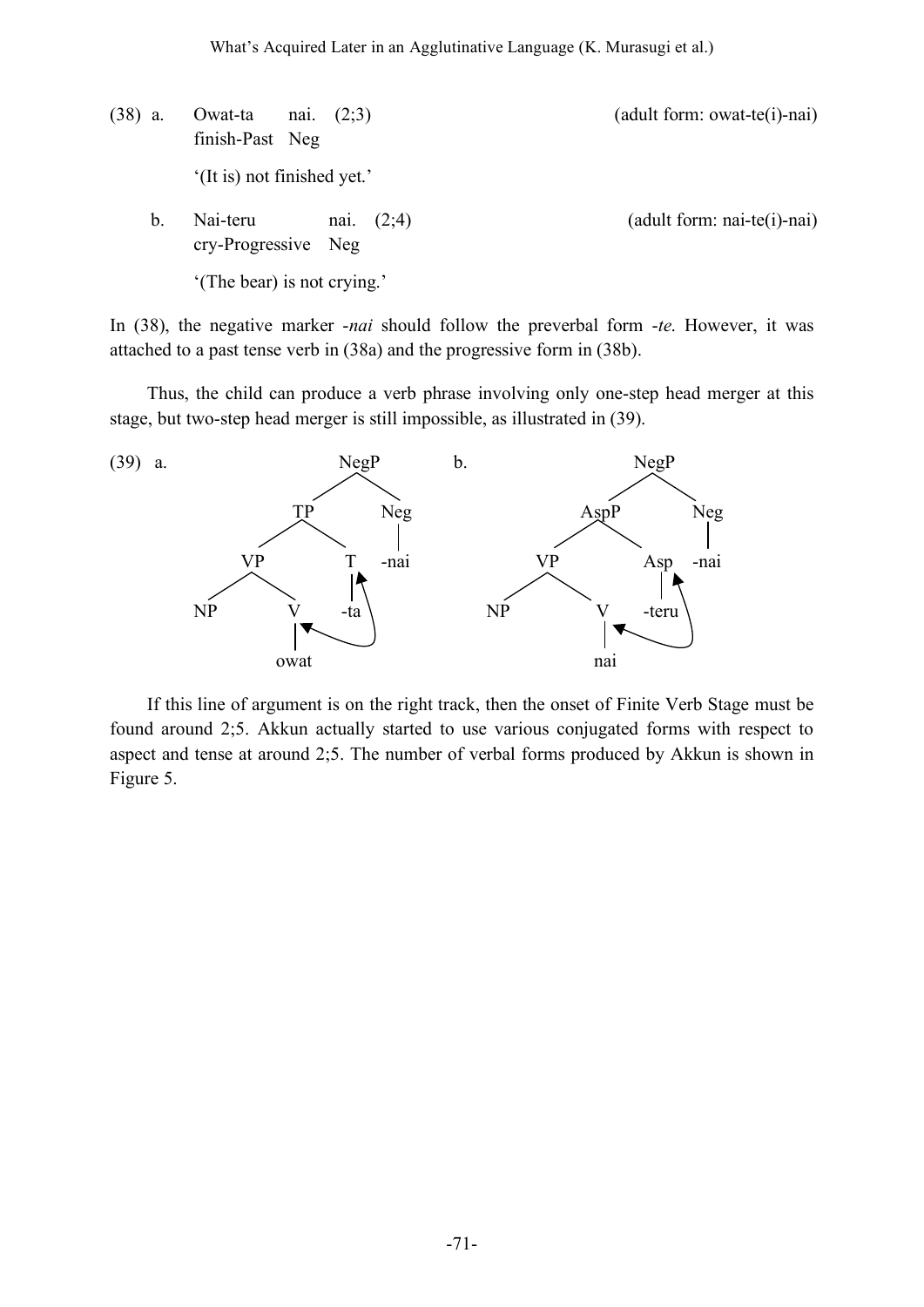(38) a. Owat-ta nai. (2;3) (adult form: owat-te(i)-nai)
finish-Past Neg

'(It is) not finished yet.'

b. Nai-teru nai. (2;4) (adult form: nai-te(i)-nai)
cry-Progressive Neg

'(The bear) is not crying.'

In (38), the negative marker -*nai* should follow the preverbal form -*te*. However, it was attached to a past tense verb in (38a) and the progressive form in (38b).

Thus, the child can produce a verb phrase involving only one-step head merger at this stage, but two-step head merger is still impossible, as illustrated in (39).

(39) a. [NegP [TP [VP NP [V owat]] [T -ta]] [Neg -nai]]

b. [NegP [AspP [VP NP [V nai]] [Asp -teru]] [Neg -nai]]

If this line of argument is on the right track, then the onset of Finite Verb Stage must be found around 2;5. Akkun actually started to use various conjugated forms with respect to aspect and tense at around 2;5. The number of verbal forms produced by Akkun is shown in Figure 5.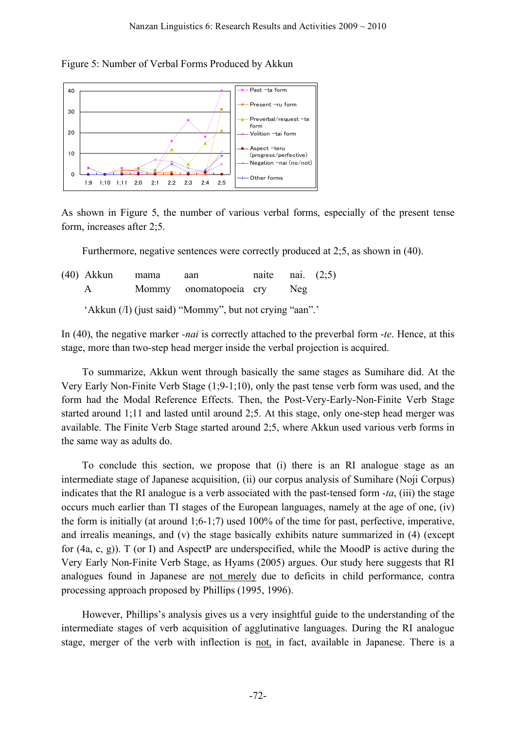Figure 5: Number of Verbal Forms Produced by Akkun

As shown in Figure 5, the number of various verbal forms, especially of the present tense form, increases after 2;5.

Furthermore, negative sentences were correctly produced at 2;5, as shown in (40).

(40) Akkun mama aan naite nai. (2;5)
A Mommy onomatopoeia cry Neg
'Akkun (/I) (just said) "Mommy", but not crying "aan".'

In (40), the negative marker *-nai* is correctly attached to the preverbal form *-te*. Hence, at this stage, more than two-step head merger inside the verbal projection is acquired.

To summarize, Akkun went through basically the same stages as Sumihare did. At the Very Early Non-Finite Verb Stage (1;9-1;10), only the past tense verb form was used, and the form had the Modal Reference Effects. Then, the Post-Very-Early-Non-Finite Verb Stage started around 1;11 and lasted until around 2;5. At this stage, only one-step head merger was available. The Finite Verb Stage started around 2;5, where Akkun used various verb forms in the same way as adults do.

To conclude this section, we propose that (i) there is an RI analogue stage as an intermediate stage of Japanese acquisition, (ii) our corpus analysis of Sumihare (Noji Corpus) indicates that the RI analogue is a verb associated with the past-tensed form *-ta*, (iii) the stage occurs much earlier than TI stages of the European languages, namely at the age of one, (iv) the form is initially (at around 1;6-1;7) used 100% of the time for past, perfective, imperative, and irrealis meanings, and (v) the stage basically exhibits nature summarized in (4) (except for (4a, c, g)). T (or I) and AspectP are underspecified, while the MoodP is active during the Very Early Non-Finite Verb Stage, as Hyams (2005) argues. Our study here suggests that RI analogues found in Japanese are <u>not merely</u> due to deficits in child performance, contra processing approach proposed by Phillips (1995, 1996).

However, Phillips's analysis gives us a very insightful guide to the understanding of the intermediate stages of verb acquisition of agglutinative languages. During the RI analogue stage, merger of the verb with inflection is <u>not,</u> in fact, available in Japanese. There is a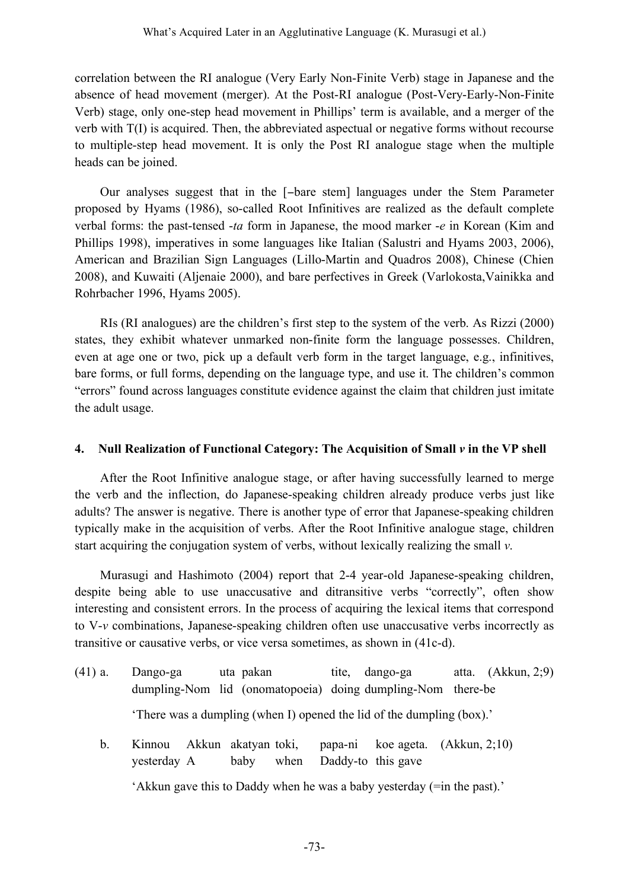correlation between the RI analogue (Very Early Non-Finite Verb) stage in Japanese and the absence of head movement (merger). At the Post-RI analogue (Post-Very-Early-Non-Finite Verb) stage, only one-step head movement in Phillips' term is available, and a merger of the verb with T(I) is acquired. Then, the abbreviated aspectual or negative forms without recourse to multiple-step head movement. It is only the Post RI analogue stage when the multiple heads can be joined.

Our analyses suggest that in the [−bare stem] languages under the Stem Parameter proposed by Hyams (1986), so-called Root Infinitives are realized as the default complete verbal forms: the past-tensed *-ta* form in Japanese, the mood marker *-e* in Korean (Kim and Phillips 1998), imperatives in some languages like Italian (Salustri and Hyams 2003, 2006), American and Brazilian Sign Languages (Lillo-Martin and Quadros 2008), Chinese (Chien 2008), and Kuwaiti (Aljenaie 2000), and bare perfectives in Greek (Varlokosta,Vainikka and Rohrbacher 1996, Hyams 2005).

RIs (RI analogues) are the children's first step to the system of the verb. As Rizzi (2000) states, they exhibit whatever unmarked non-finite form the language possesses. Children, even at age one or two, pick up a default verb form in the target language, e.g., infinitives, bare forms, or full forms, depending on the language type, and use it. The children's common "errors" found across languages constitute evidence against the claim that children just imitate the adult usage.

## 4. Null Realization of Functional Category: The Acquisition of Small *v* in the VP shell

After the Root Infinitive analogue stage, or after having successfully learned to merge the verb and the inflection, do Japanese-speaking children already produce verbs just like adults? The answer is negative. There is another type of error that Japanese-speaking children typically make in the acquisition of verbs. After the Root Infinitive analogue stage, children start acquiring the conjugation system of verbs, without lexically realizing the small *v*.

Murasugi and Hashimoto (2004) report that 2-4 year-old Japanese-speaking children, despite being able to use unaccusative and ditransitive verbs "correctly", often show interesting and consistent errors. In the process of acquiring the lexical items that correspond to V-*v* combinations, Japanese-speaking children often use unaccusative verbs incorrectly as transitive or causative verbs, or vice versa sometimes, as shown in (41c-d).

(41) a. Dango-ga uta pakan tite, dango-ga atta. (Akkun, 2;9)
dumpling-Nom lid (onomatopoeia) doing dumpling-Nom there-be

'There was a dumpling (when I) opened the lid of the dumpling (box).'

b. Kinnou Akkun akatyan toki, papa-ni koe ageta. (Akkun, 2;10)
yesterday A baby when Daddy-to this gave

'Akkun gave this to Daddy when he was a baby yesterday (=in the past).'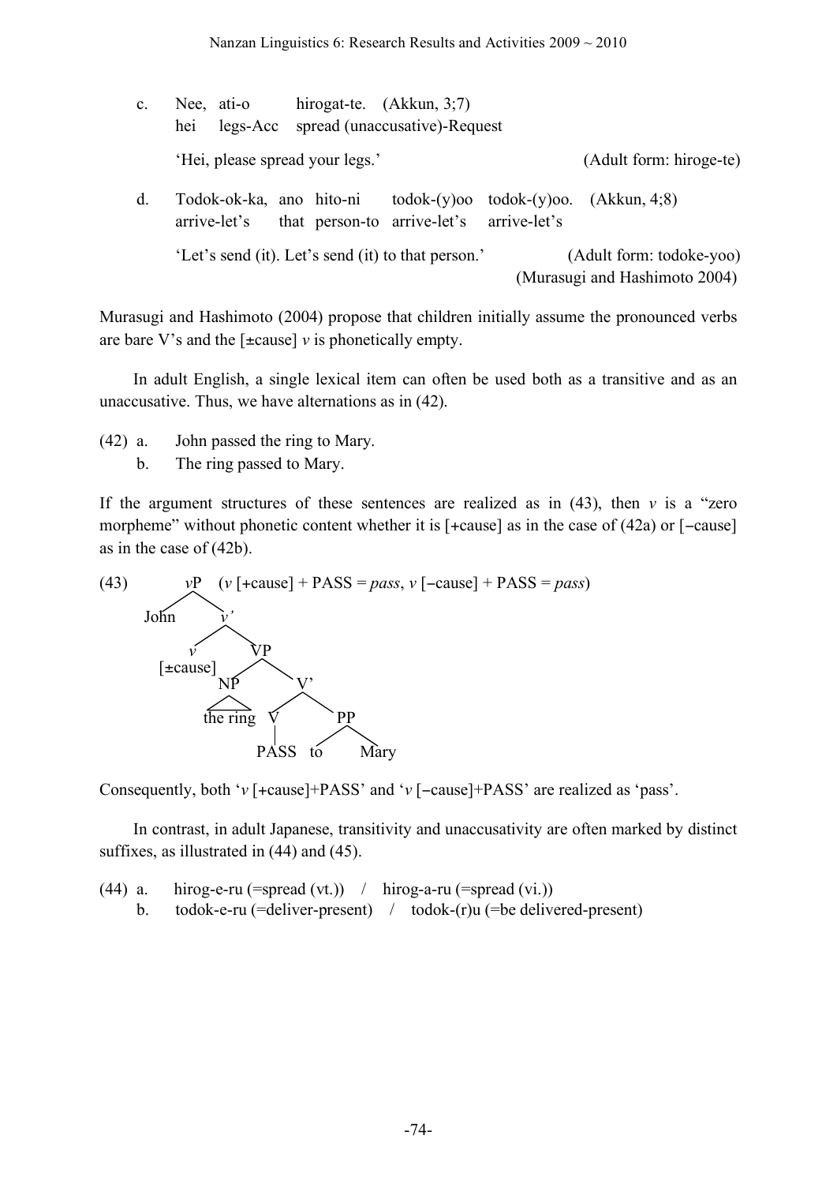c. Nee, ati-o hirogat-te. (Akkun, 3;7)
   hei legs-Acc spread (unaccusative)-Request

   'Hei, please spread your legs.' (Adult form: hiroge-te)

d. Todok-ok-ka, ano hito-ni todok-(y)oo todok-(y)oo. (Akkun, 4;8)
   arrive-let's that person-to arrive-let's arrive-let's

   'Let's send (it). Let's send (it) to that person.' (Adult form: todoke-yoo)
   (Murasugi and Hashimoto 2004)

Murasugi and Hashimoto (2004) propose that children initially assume the pronounced verbs are bare V's and the [±cause] *v* is phonetically empty.

In adult English, a single lexical item can often be used both as a transitive and as an unaccusative. Thus, we have alternations as in (42).

(42) a. John passed the ring to Mary.
     b. The ring passed to Mary.

If the argument structures of these sentences are realized as in (43), then *v* is a "zero morpheme" without phonetic content whether it is [+cause] as in the case of (42a) or [−cause] as in the case of (42b).

(43) [*v*P John [*v'* *v* [±cause] [VP [NP the ring] [V' [V PASS] [PP to Mary]]]]] (*v* [+cause] + PASS = *pass*, *v* [−cause] + PASS = *pass*)

Consequently, both '*v* [+cause]+PASS' and '*v* [−cause]+PASS' are realized as 'pass'.

In contrast, in adult Japanese, transitivity and unaccusativity are often marked by distinct suffixes, as illustrated in (44) and (45).

(44) a. hirog-e-ru (=spread (vt.)) / hirog-a-ru (=spread (vi.))
     b. todok-e-ru (=deliver-present) / todok-(r)u (=be delivered-present)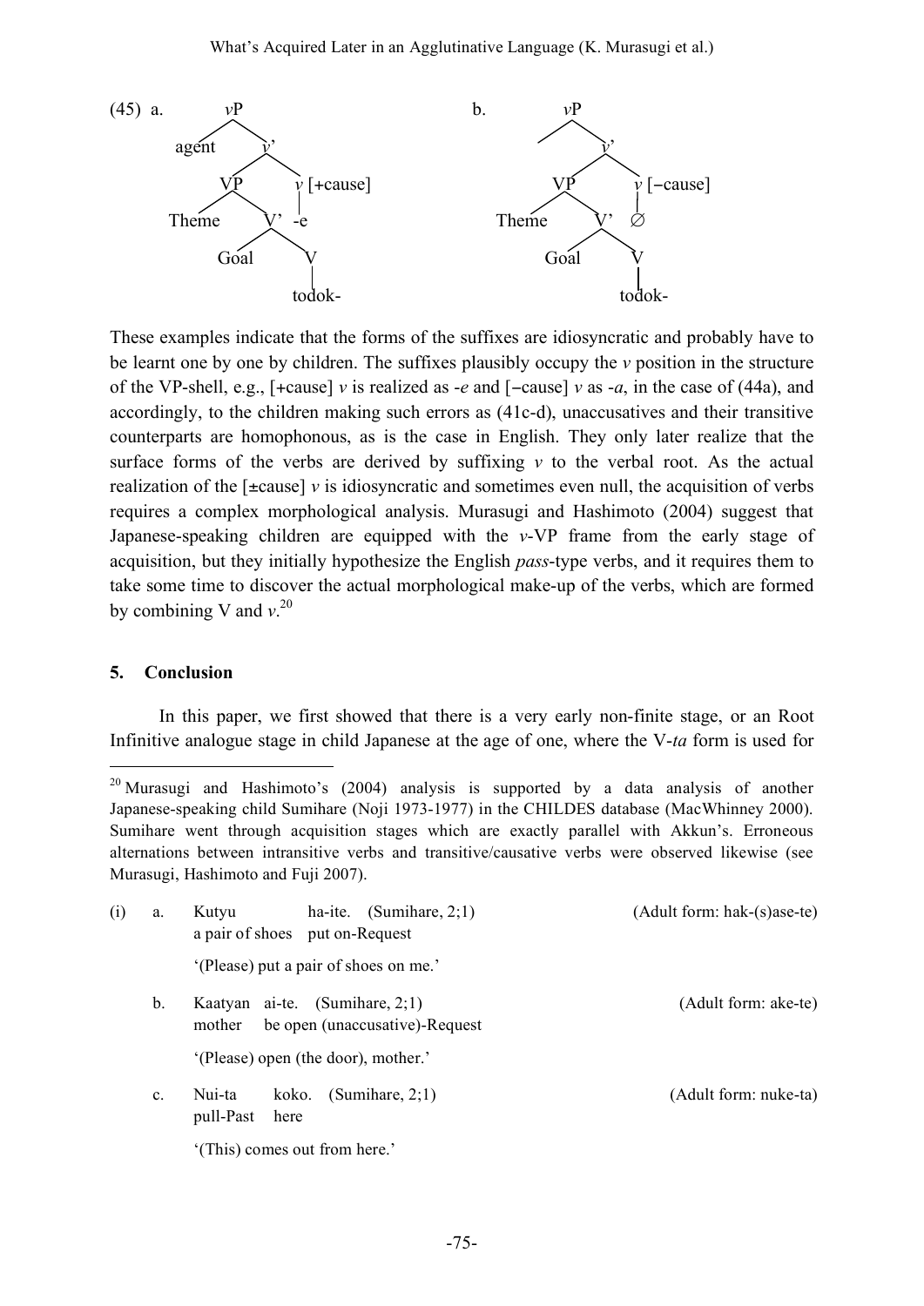(45) a.

```
        vP
       /  \
   agent   v'
          /  \
        VP    v [+cause]
       /  \   |
   Theme   V' -e
          /  \
       Goal   V
              |
            todok-
```

b.

```
        vP
       /  \
           v'
          /  \
        VP    v [−cause]
       /  \   |
   Theme   V' ∅
          /  \
       Goal   V
              |
            todok-
```

These examples indicate that the forms of the suffixes are idiosyncratic and probably have to be learnt one by one by children. The suffixes plausibly occupy the *v* position in the structure of the VP-shell, e.g., [+cause] *v* is realized as -*e* and [−cause] *v* as -*a*, in the case of (44a), and accordingly, to the children making such errors as (41c-d), unaccusatives and their transitive counterparts are homophonous, as is the case in English. They only later realize that the surface forms of the verbs are derived by suffixing *v* to the verbal root. As the actual realization of the [±cause] *v* is idiosyncratic and sometimes even null, the acquisition of verbs requires a complex morphological analysis. Murasugi and Hashimoto (2004) suggest that Japanese-speaking children are equipped with the *v*-VP frame from the early stage of acquisition, but they initially hypothesize the English *pass*-type verbs, and it requires them to take some time to discover the actual morphological make-up of the verbs, which are formed by combining V and *v*.[20]

## 5. Conclusion

In this paper, we first showed that there is a very early non-finite stage, or an Root Infinitive analogue stage in child Japanese at the age of one, where the V-*ta* form is used for

---

[20] Murasugi and Hashimoto's (2004) analysis is supported by a data analysis of another Japanese-speaking child Sumihare (Noji 1973-1977) in the CHILDES database (MacWhinney 2000). Sumihare went through acquisition stages which are exactly parallel with Akkun's. Erroneous alternations between intransitive verbs and transitive/causative verbs were observed likewise (see Murasugi, Hashimoto and Fuji 2007).

(i) a. Kutyu ha-ite. (Sumihare, 2;1) (Adult form: hak-(s)ase-te)
a pair of shoes put on-Request
'(Please) put a pair of shoes on me.'

b. Kaatyan ai-te. (Sumihare, 2;1) (Adult form: ake-te)
mother be open (unaccusative)-Request
'(Please) open (the door), mother.'

c. Nui-ta koko. (Sumihare, 2;1) (Adult form: nuke-ta)
pull-Past here
'(This) comes out from here.'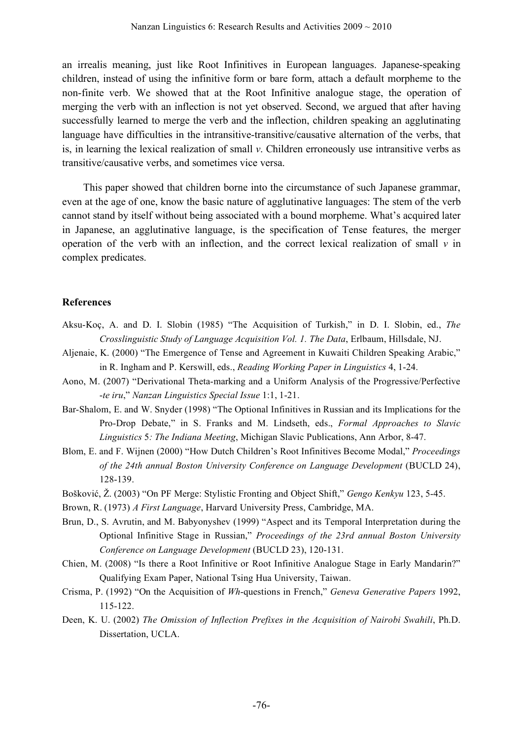an irrealis meaning, just like Root Infinitives in European languages. Japanese-speaking children, instead of using the infinitive form or bare form, attach a default morpheme to the non-finite verb. We showed that at the Root Infinitive analogue stage, the operation of merging the verb with an inflection is not yet observed. Second, we argued that after having successfully learned to merge the verb and the inflection, children speaking an agglutinating language have difficulties in the intransitive-transitive/causative alternation of the verbs, that is, in learning the lexical realization of small *v*. Children erroneously use intransitive verbs as transitive/causative verbs, and sometimes vice versa.

This paper showed that children borne into the circumstance of such Japanese grammar, even at the age of one, know the basic nature of agglutinative languages: The stem of the verb cannot stand by itself without being associated with a bound morpheme. What's acquired later in Japanese, an agglutinative language, is the specification of Tense features, the merger operation of the verb with an inflection, and the correct lexical realization of small *v* in complex predicates.

## References

Aksu-Koç, A. and D. I. Slobin (1985) "The Acquisition of Turkish," in D. I. Slobin, ed., *The Crosslinguistic Study of Language Acquisition Vol. 1. The Data*, Erlbaum, Hillsdale, NJ.

Aljenaie, K. (2000) "The Emergence of Tense and Agreement in Kuwaiti Children Speaking Arabic," in R. Ingham and P. Kerswill, eds., *Reading Working Paper in Linguistics* 4, 1-24.

Aono, M. (2007) "Derivational Theta-marking and a Uniform Analysis of the Progressive/Perfective *-te iru*," *Nanzan Linguistics Special Issue* 1:1, 1-21.

Bar-Shalom, E. and W. Snyder (1998) "The Optional Infinitives in Russian and its Implications for the Pro-Drop Debate," in S. Franks and M. Lindseth, eds., *Formal Approaches to Slavic Linguistics* 5*: The Indiana Meeting*, Michigan Slavic Publications, Ann Arbor, 8-47.

Blom, E. and F. Wijnen (2000) "How Dutch Children's Root Infinitives Become Modal," *Proceedings of the 24th annual Boston University Conference on Language Development* (BUCLD 24), 128-139.

Bošković, Ž. (2003) "On PF Merge: Stylistic Fronting and Object Shift," *Gengo Kenkyu* 123, 5-45.

Brown, R. (1973) *A First Language*, Harvard University Press, Cambridge, MA.

Brun, D., S. Avrutin, and M. Babyonyshev (1999) "Aspect and its Temporal Interpretation during the Optional Infinitive Stage in Russian," *Proceedings of the 23rd annual Boston University Conference on Language Development* (BUCLD 23), 120-131.

Chien, M. (2008) "Is there a Root Infinitive or Root Infinitive Analogue Stage in Early Mandarin?" Qualifying Exam Paper, National Tsing Hua University, Taiwan.

Crisma, P. (1992) "On the Acquisition of *Wh*-questions in French," *Geneva Generative Papers* 1992, 115-122.

Deen, K. U. (2002) *The Omission of Inflection Prefixes in the Acquisition of Nairobi Swahili*, Ph.D. Dissertation, UCLA.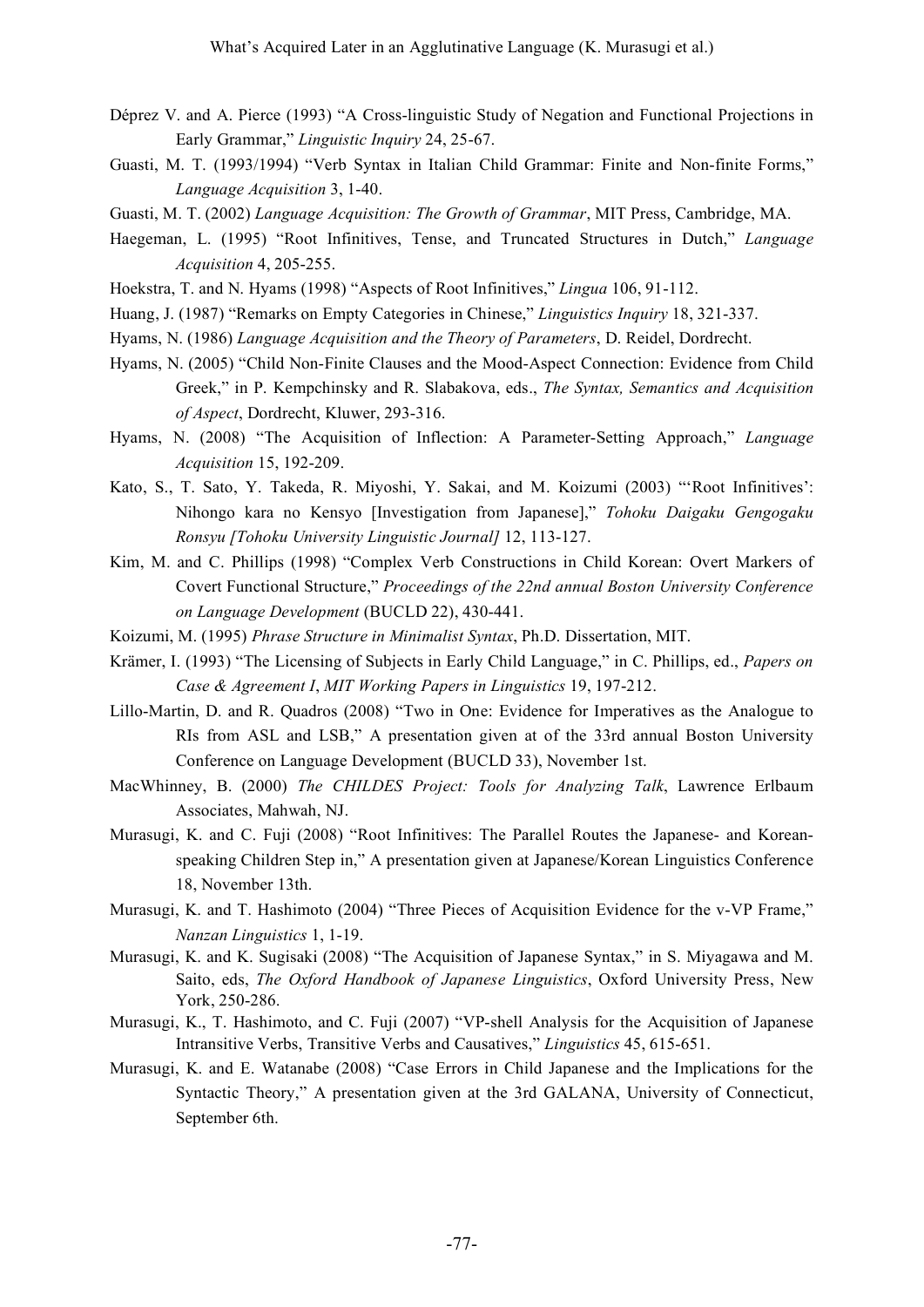Déprez V. and A. Pierce (1993) "A Cross-linguistic Study of Negation and Functional Projections in Early Grammar," *Linguistic Inquiry* 24, 25-67.

Guasti, M. T. (1993/1994) "Verb Syntax in Italian Child Grammar: Finite and Non-finite Forms," *Language Acquisition* 3, 1-40.

Guasti, M. T. (2002) *Language Acquisition: The Growth of Grammar*, MIT Press, Cambridge, MA.

Haegeman, L. (1995) "Root Infinitives, Tense, and Truncated Structures in Dutch," *Language Acquisition* 4, 205-255.

Hoekstra, T. and N. Hyams (1998) "Aspects of Root Infinitives," *Lingua* 106, 91-112.

Huang, J. (1987) "Remarks on Empty Categories in Chinese," *Linguistics Inquiry* 18, 321-337.

Hyams, N. (1986) *Language Acquisition and the Theory of Parameters*, D. Reidel, Dordrecht.

Hyams, N. (2005) "Child Non-Finite Clauses and the Mood-Aspect Connection: Evidence from Child Greek," in P. Kempchinsky and R. Slabakova, eds., *The Syntax, Semantics and Acquisition of Aspect*, Dordrecht, Kluwer, 293-316.

Hyams, N. (2008) "The Acquisition of Inflection: A Parameter-Setting Approach," *Language Acquisition* 15, 192-209.

Kato, S., T. Sato, Y. Takeda, R. Miyoshi, Y. Sakai, and M. Koizumi (2003) "'Root Infinitives': Nihongo kara no Kensyo [Investigation from Japanese]," *Tohoku Daigaku Gengogaku Ronsyu [Tohoku University Linguistic Journal]* 12, 113-127.

Kim, M. and C. Phillips (1998) "Complex Verb Constructions in Child Korean: Overt Markers of Covert Functional Structure," *Proceedings of the 22nd annual Boston University Conference on Language Development* (BUCLD 22), 430-441.

Koizumi, M. (1995) *Phrase Structure in Minimalist Syntax*, Ph.D. Dissertation, MIT.

Krämer, I. (1993) "The Licensing of Subjects in Early Child Language," in C. Phillips, ed., *Papers on Case & Agreement I*, *MIT Working Papers in Linguistics* 19, 197-212.

Lillo-Martin, D. and R. Quadros (2008) "Two in One: Evidence for Imperatives as the Analogue to RIs from ASL and LSB," A presentation given at of the 33rd annual Boston University Conference on Language Development (BUCLD 33), November 1st.

MacWhinney, B. (2000) *The CHILDES Project: Tools for Analyzing Talk*, Lawrence Erlbaum Associates, Mahwah, NJ.

Murasugi, K. and C. Fuji (2008) "Root Infinitives: The Parallel Routes the Japanese- and Korean-speaking Children Step in," A presentation given at Japanese/Korean Linguistics Conference 18, November 13th.

Murasugi, K. and T. Hashimoto (2004) "Three Pieces of Acquisition Evidence for the v-VP Frame," *Nanzan Linguistics* 1, 1-19.

Murasugi, K. and K. Sugisaki (2008) "The Acquisition of Japanese Syntax," in S. Miyagawa and M. Saito, eds, *The Oxford Handbook of Japanese Linguistics*, Oxford University Press, New York, 250-286.

Murasugi, K., T. Hashimoto, and C. Fuji (2007) "VP-shell Analysis for the Acquisition of Japanese Intransitive Verbs, Transitive Verbs and Causatives," *Linguistics* 45, 615-651.

Murasugi, K. and E. Watanabe (2008) "Case Errors in Child Japanese and the Implications for the Syntactic Theory," A presentation given at the 3rd GALANA, University of Connecticut, September 6th.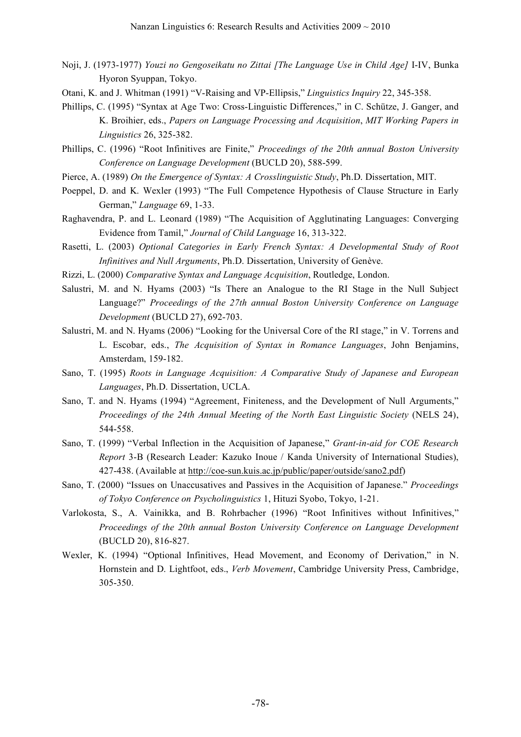Noji, J. (1973-1977) *Youzi no Gengoseikatu no Zittai [The Language Use in Child Age]* I-IV, Bunka Hyoron Syuppan, Tokyo.

Otani, K. and J. Whitman (1991) "V-Raising and VP-Ellipsis," *Linguistics Inquiry* 22, 345-358.

Phillips, C. (1995) "Syntax at Age Two: Cross-Linguistic Differences," in C. Schütze, J. Ganger, and K. Broihier, eds., *Papers on Language Processing and Acquisition*, *MIT Working Papers in Linguistics* 26, 325-382.

Phillips, C. (1996) "Root Infinitives are Finite," *Proceedings of the 20th annual Boston University Conference on Language Development* (BUCLD 20), 588-599.

Pierce, A. (1989) *On the Emergence of Syntax: A Crosslinguistic Study*, Ph.D. Dissertation, MIT.

Poeppel, D. and K. Wexler (1993) "The Full Competence Hypothesis of Clause Structure in Early German," *Language* 69, 1-33.

Raghavendra, P. and L. Leonard (1989) "The Acquisition of Agglutinating Languages: Converging Evidence from Tamil," *Journal of Child Language* 16, 313-322.

Rasetti, L. (2003) *Optional Categories in Early French Syntax: A Developmental Study of Root Infinitives and Null Arguments*, Ph.D. Dissertation, University of Genève.

Rizzi, L. (2000) *Comparative Syntax and Language Acquisition*, Routledge, London.

Salustri, M. and N. Hyams (2003) "Is There an Analogue to the RI Stage in the Null Subject Language?" *Proceedings of the 27th annual Boston University Conference on Language Development* (BUCLD 27), 692-703.

Salustri, M. and N. Hyams (2006) "Looking for the Universal Core of the RI stage," in V. Torrens and L. Escobar, eds., *The Acquisition of Syntax in Romance Languages*, John Benjamins, Amsterdam, 159-182.

Sano, T. (1995) *Roots in Language Acquisition: A Comparative Study of Japanese and European Languages*, Ph.D. Dissertation, UCLA.

Sano, T. and N. Hyams (1994) "Agreement, Finiteness, and the Development of Null Arguments," *Proceedings of the 24th Annual Meeting of the North East Linguistic Society* (NELS 24), 544-558.

Sano, T. (1999) "Verbal Inflection in the Acquisition of Japanese," *Grant-in-aid for COE Research Report* 3-B (Research Leader: Kazuko Inoue / Kanda University of International Studies), 427-438. (Available at http://coe-sun.kuis.ac.jp/public/paper/outside/sano2.pdf)

Sano, T. (2000) "Issues on Unaccusatives and Passives in the Acquisition of Japanese." *Proceedings of Tokyo Conference on Psycholinguistics* 1, Hituzi Syobo, Tokyo, 1-21.

Varlokosta, S., A. Vainikka, and B. Rohrbacher (1996) "Root Infinitives without Infinitives," *Proceedings of the 20th annual Boston University Conference on Language Development* (BUCLD 20), 816-827.

Wexler, K. (1994) "Optional Infinitives, Head Movement, and Economy of Derivation," in N. Hornstein and D. Lightfoot, eds., *Verb Movement*, Cambridge University Press, Cambridge, 305-350.